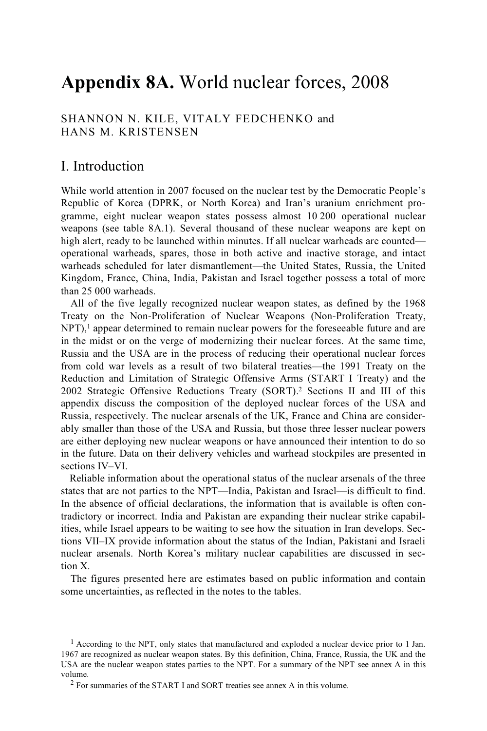# Appendix 8A. World nuclear forces, 2008

SHANNON N. KILE, VITALY FEDCHENKO and HANS M. KRISTENSEN

## I. Introduction

While world attention in 2007 focused on the nuclear test by the Democratic People's Republic of Korea (DPRK, or North Korea) and Iran's uranium enrichment programme, eight nuclear weapon states possess almost 10 200 operational nuclear weapons (see table 8A.1). Several thousand of these nuclear weapons are kept on high alert, ready to be launched within minutes. If all nuclear warheads are counted—operational warheads, spares, those in both active and inactive storage, and intact warheads scheduled for later dismantlement—the United States, Russia, the United Kingdom, France, China, India, Pakistan and Israel together possess a total of more than 25 000 warheads.

All of the five legally recognized nuclear weapon states, as defined by the 1968 Treaty on the Non-Proliferation of Nuclear Weapons (Non-Proliferation Treaty, NPT),[1] appear determined to remain nuclear powers for the foreseeable future and are in the midst or on the verge of modernizing their nuclear forces. At the same time, Russia and the USA are in the process of reducing their operational nuclear forces from cold war levels as a result of two bilateral treaties—the 1991 Treaty on the Reduction and Limitation of Strategic Offensive Arms (START I Treaty) and the 2002 Strategic Offensive Reductions Treaty (SORT).[2] Sections II and III of this appendix discuss the composition of the deployed nuclear forces of the USA and Russia, respectively. The nuclear arsenals of the UK, France and China are considerably smaller than those of the USA and Russia, but those three lesser nuclear powers are either deploying new nuclear weapons or have announced their intention to do so in the future. Data on their delivery vehicles and warhead stockpiles are presented in sections IV–VI.

Reliable information about the operational status of the nuclear arsenals of the three states that are not parties to the NPT—India, Pakistan and Israel—is difficult to find. In the absence of official declarations, the information that is available is often contradictory or incorrect. India and Pakistan are expanding their nuclear strike capabilities, while Israel appears to be waiting to see how the situation in Iran develops. Sections VII–IX provide information about the status of the Indian, Pakistani and Israeli nuclear arsenals. North Korea's military nuclear capabilities are discussed in section X.

The figures presented here are estimates based on public information and contain some uncertainties, as reflected in the notes to the tables.

[1] According to the NPT, only states that manufactured and exploded a nuclear device prior to 1 Jan. 1967 are recognized as nuclear weapon states. By this definition, China, France, Russia, the UK and the USA are the nuclear weapon states parties to the NPT. For a summary of the NPT see annex A in this volume.

[2] For summaries of the START I and SORT treaties see annex A in this volume.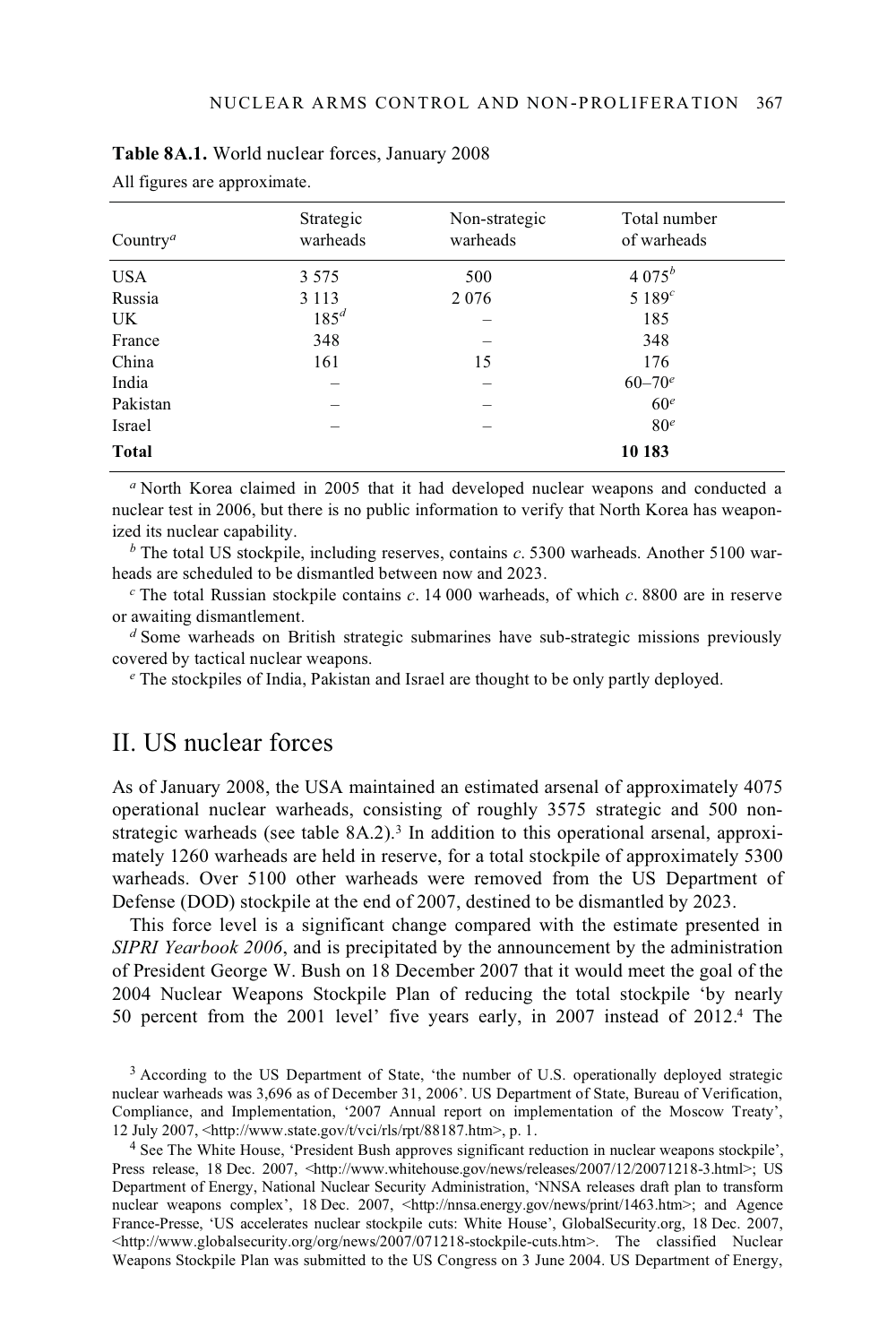**Table 8A.1.** World nuclear forces, January 2008

All figures are approximate.

| Country[a] | Strategic warheads | Non-strategic warheads | Total number of warheads |
|---|---|---|---|
| USA | 3 575 | 500 | 4 075[b] |
| Russia | 3 113 | 2 076 | 5 189[c] |
| UK | 185[d] | – | 185 |
| France | 348 | – | 348 |
| China | 161 | 15 | 176 |
| India | – | – | 60–70[e] |
| Pakistan | – | – | 60[e] |
| Israel | – | – | 80[e] |
| **Total** | | | **10 183** |

[a] North Korea claimed in 2005 that it had developed nuclear weapons and conducted a nuclear test in 2006, but there is no public information to verify that North Korea has weaponized its nuclear capability.

[b] The total US stockpile, including reserves, contains *c*. 5300 warheads. Another 5100 warheads are scheduled to be dismantled between now and 2023.

[c] The total Russian stockpile contains *c*. 14 000 warheads, of which *c*. 8800 are in reserve or awaiting dismantlement.

[d] Some warheads on British strategic submarines have sub-strategic missions previously covered by tactical nuclear weapons.

[e] The stockpiles of India, Pakistan and Israel are thought to be only partly deployed.

## II. US nuclear forces

As of January 2008, the USA maintained an estimated arsenal of approximately 4075 operational nuclear warheads, consisting of roughly 3575 strategic and 500 non-strategic warheads (see table 8A.2).[3] In addition to this operational arsenal, approximately 1260 warheads are held in reserve, for a total stockpile of approximately 5300 warheads. Over 5100 other warheads were removed from the US Department of Defense (DOD) stockpile at the end of 2007, destined to be dismantled by 2023.

This force level is a significant change compared with the estimate presented in *SIPRI Yearbook 2006*, and is precipitated by the announcement by the administration of President George W. Bush on 18 December 2007 that it would meet the goal of the 2004 Nuclear Weapons Stockpile Plan of reducing the total stockpile 'by nearly 50 percent from the 2001 level' five years early, in 2007 instead of 2012.[4] The

[3] According to the US Department of State, 'the number of U.S. operationally deployed strategic nuclear warheads was 3,696 as of December 31, 2006'. US Department of State, Bureau of Verification, Compliance, and Implementation, '2007 Annual report on implementation of the Moscow Treaty', 12 July 2007, <http://www.state.gov/t/vci/rls/rpt/88187.htm>, p. 1.

[4] See The White House, 'President Bush approves significant reduction in nuclear weapons stockpile', Press release, 18 Dec. 2007, <http://www.whitehouse.gov/news/releases/2007/12/20071218-3.html>; US Department of Energy, National Nuclear Security Administration, 'NNSA releases draft plan to transform nuclear weapons complex', 18 Dec. 2007, <http://nnsa.energy.gov/news/print/1463.htm>; and Agence France-Presse, 'US accelerates nuclear stockpile cuts: White House', GlobalSecurity.org, 18 Dec. 2007, <http://www.globalsecurity.org/org/news/2007/071218-stockpile-cuts.htm>. The classified Nuclear Weapons Stockpile Plan was submitted to the US Congress on 3 June 2004. US Department of Energy,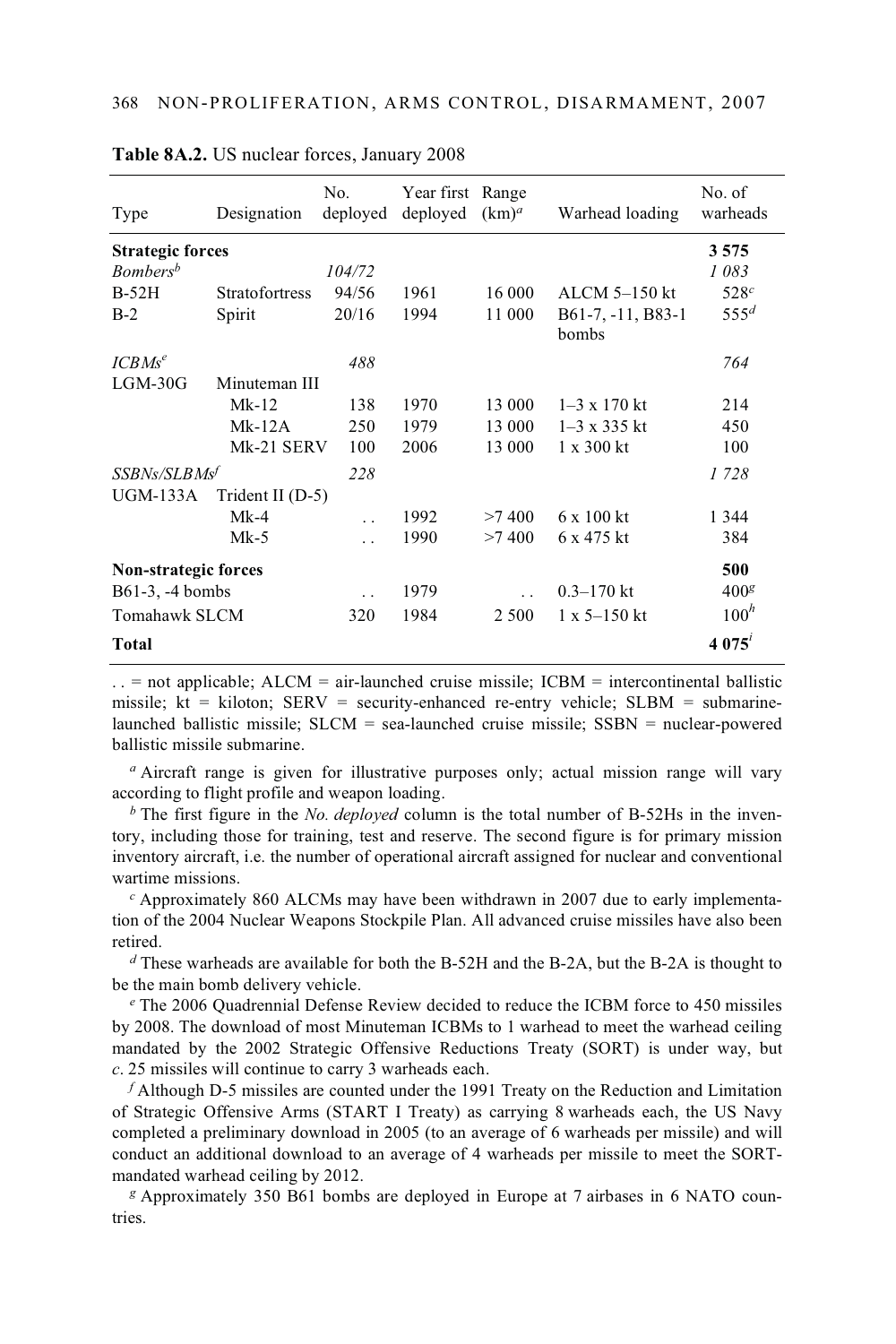**Table 8A.2.** US nuclear forces, January 2008

| Type | Designation | No. deployed | Year first deployed | Range (km)[a] | Warhead loading | No. of warheads |
|---|---|---|---|---|---|---|
| **Strategic forces** | | | | | | **3 575** |
| *Bombers*[b] | | *104/72* | | | | *1 083* |
| B-52H | Stratofortress | 94/56 | 1961 | 16 000 | ALCM 5–150 kt | 528[c] |
| B-2 | Spirit | 20/16 | 1994 | 11 000 | B61-7, -11, B83-1 bombs | 555[d] |
| *ICBMs*[e] | | *488* | | | | *764* |
| LGM-30G | Minuteman III | | | | | |
| | Mk-12 | 138 | 1970 | 13 000 | 1–3 x 170 kt | 214 |
| | Mk-12A | 250 | 1979 | 13 000 | 1–3 x 335 kt | 450 |
| | Mk-21 SERV | 100 | 2006 | 13 000 | 1 x 300 kt | 100 |
| *SSBNs/SLBMs*[f] | | *228* | | | | *1 728* |
| UGM-133A | Trident II (D-5) | | | | | |
| | Mk-4 | . . | 1992 | >7 400 | 6 x 100 kt | 1 344 |
| | Mk-5 | . . | 1990 | >7 400 | 6 x 475 kt | 384 |
| **Non-strategic forces** | | | | | | **500** |
| B61-3, -4 bombs | | . . | 1979 | . . | 0.3–170 kt | 400[g] |
| Tomahawk SLCM | | 320 | 1984 | 2 500 | 1 x 5–150 kt | 100[h] |
| **Total** | | | | | | **4 075**[i] |

. . = not applicable; ALCM = air-launched cruise missile; ICBM = intercontinental ballistic missile; kt = kiloton; SERV = security-enhanced re-entry vehicle; SLBM = submarine-launched ballistic missile; SLCM = sea-launched cruise missile; SSBN = nuclear-powered ballistic missile submarine.

[a] Aircraft range is given for illustrative purposes only; actual mission range will vary according to flight profile and weapon loading.

[b] The first figure in the *No. deployed* column is the total number of B-52Hs in the inventory, including those for training, test and reserve. The second figure is for primary mission inventory aircraft, i.e. the number of operational aircraft assigned for nuclear and conventional wartime missions.

[c] Approximately 860 ALCMs may have been withdrawn in 2007 due to early implementation of the 2004 Nuclear Weapons Stockpile Plan. All advanced cruise missiles have also been retired.

[d] These warheads are available for both the B-52H and the B-2A, but the B-2A is thought to be the main bomb delivery vehicle.

[e] The 2006 Quadrennial Defense Review decided to reduce the ICBM force to 450 missiles by 2008. The download of most Minuteman ICBMs to 1 warhead to meet the warhead ceiling mandated by the 2002 Strategic Offensive Reductions Treaty (SORT) is under way, but *c*. 25 missiles will continue to carry 3 warheads each.

[f] Although D-5 missiles are counted under the 1991 Treaty on the Reduction and Limitation of Strategic Offensive Arms (START I Treaty) as carrying 8 warheads each, the US Navy completed a preliminary download in 2005 (to an average of 6 warheads per missile) and will conduct an additional download to an average of 4 warheads per missile to meet the SORT-mandated warhead ceiling by 2012.

[g] Approximately 350 B61 bombs are deployed in Europe at 7 airbases in 6 NATO countries.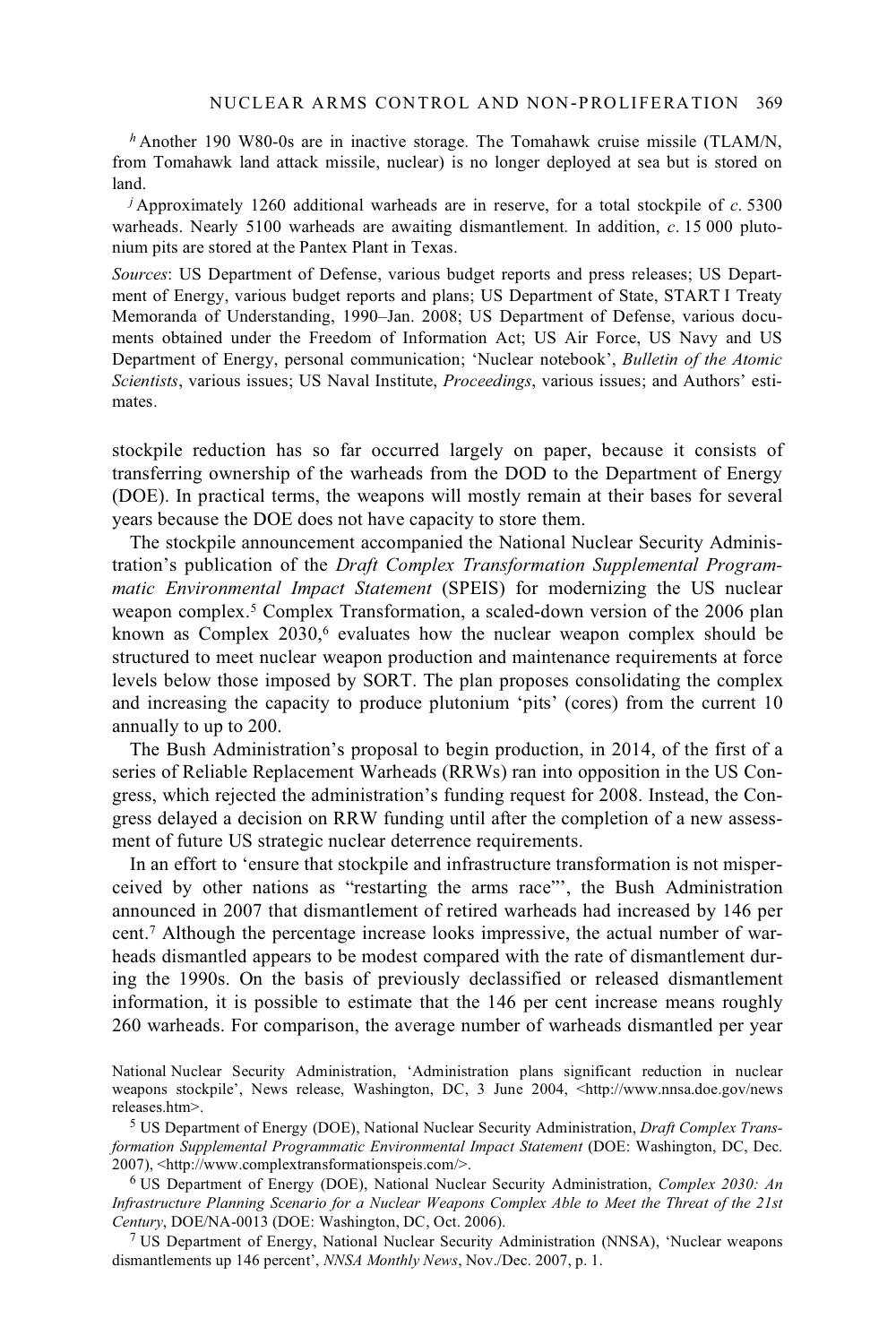[h] Another 190 W80-0s are in inactive storage. The Tomahawk cruise missile (TLAM/N, from Tomahawk land attack missile, nuclear) is no longer deployed at sea but is stored on land.

[j] Approximately 1260 additional warheads are in reserve, for a total stockpile of *c*. 5300 warheads. Nearly 5100 warheads are awaiting dismantlement. In addition, *c*. 15 000 plutonium pits are stored at the Pantex Plant in Texas.

*Sources*: US Department of Defense, various budget reports and press releases; US Department of Energy, various budget reports and plans; US Department of State, START I Treaty Memoranda of Understanding, 1990–Jan. 2008; US Department of Defense, various documents obtained under the Freedom of Information Act; US Air Force, US Navy and US Department of Energy, personal communication; 'Nuclear notebook', *Bulletin of the Atomic Scientists*, various issues; US Naval Institute, *Proceedings*, various issues; and Authors' estimates.

stockpile reduction has so far occurred largely on paper, because it consists of transferring ownership of the warheads from the DOD to the Department of Energy (DOE). In practical terms, the weapons will mostly remain at their bases for several years because the DOE does not have capacity to store them.

The stockpile announcement accompanied the National Nuclear Security Administration's publication of the *Draft Complex Transformation Supplemental Programmatic Environmental Impact Statement* (SPEIS) for modernizing the US nuclear weapon complex.[5] Complex Transformation, a scaled-down version of the 2006 plan known as Complex 2030,[6] evaluates how the nuclear weapon complex should be structured to meet nuclear weapon production and maintenance requirements at force levels below those imposed by SORT. The plan proposes consolidating the complex and increasing the capacity to produce plutonium 'pits' (cores) from the current 10 annually to up to 200.

The Bush Administration's proposal to begin production, in 2014, of the first of a series of Reliable Replacement Warheads (RRWs) ran into opposition in the US Congress, which rejected the administration's funding request for 2008. Instead, the Congress delayed a decision on RRW funding until after the completion of a new assessment of future US strategic nuclear deterrence requirements.

In an effort to 'ensure that stockpile and infrastructure transformation is not misperceived by other nations as "restarting the arms race"', the Bush Administration announced in 2007 that dismantlement of retired warheads had increased by 146 per cent.[7] Although the percentage increase looks impressive, the actual number of warheads dismantled appears to be modest compared with the rate of dismantlement during the 1990s. On the basis of previously declassified or released dismantlement information, it is possible to estimate that the 146 per cent increase means roughly 260 warheads. For comparison, the average number of warheads dismantled per year

National Nuclear Security Administration, 'Administration plans significant reduction in nuclear weapons stockpile', News release, Washington, DC, 3 June 2004, <http://www.nnsa.doe.gov/news releases.htm>.

[5] US Department of Energy (DOE), National Nuclear Security Administration, *Draft Complex Transformation Supplemental Programmatic Environmental Impact Statement* (DOE: Washington, DC, Dec. 2007), <http://www.complextransformationspeis.com/>.

[6] US Department of Energy (DOE), National Nuclear Security Administration, *Complex 2030: An Infrastructure Planning Scenario for a Nuclear Weapons Complex Able to Meet the Threat of the 21st Century*, DOE/NA-0013 (DOE: Washington, DC, Oct. 2006).

[7] US Department of Energy, National Nuclear Security Administration (NNSA), 'Nuclear weapons dismantlements up 146 percent', *NNSA Monthly News*, Nov./Dec. 2007, p. 1.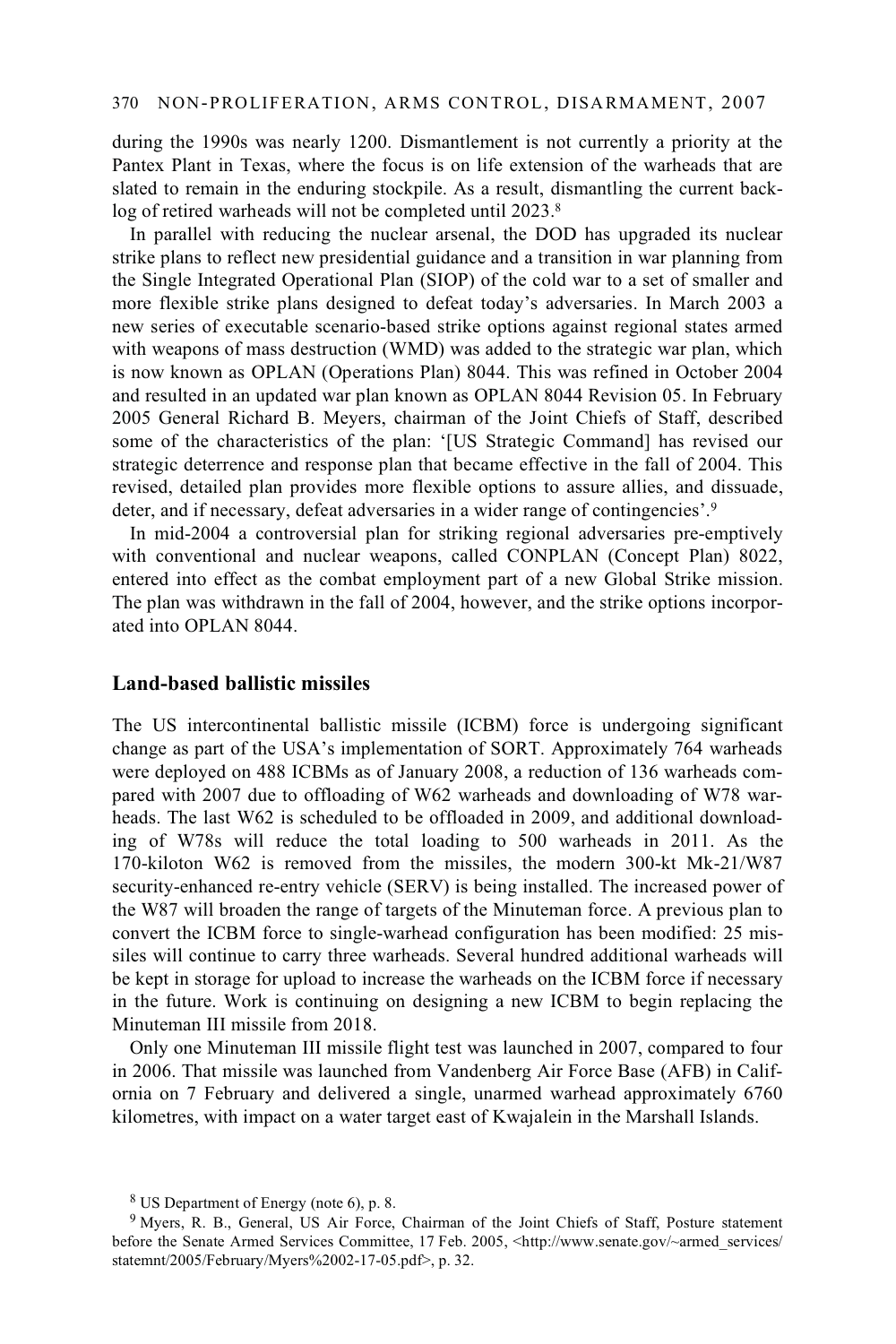during the 1990s was nearly 1200. Dismantlement is not currently a priority at the Pantex Plant in Texas, where the focus is on life extension of the warheads that are slated to remain in the enduring stockpile. As a result, dismantling the current backlog of retired warheads will not be completed until 2023.[8]

In parallel with reducing the nuclear arsenal, the DOD has upgraded its nuclear strike plans to reflect new presidential guidance and a transition in war planning from the Single Integrated Operational Plan (SIOP) of the cold war to a set of smaller and more flexible strike plans designed to defeat today's adversaries. In March 2003 a new series of executable scenario-based strike options against regional states armed with weapons of mass destruction (WMD) was added to the strategic war plan, which is now known as OPLAN (Operations Plan) 8044. This was refined in October 2004 and resulted in an updated war plan known as OPLAN 8044 Revision 05. In February 2005 General Richard B. Meyers, chairman of the Joint Chiefs of Staff, described some of the characteristics of the plan: '[US Strategic Command] has revised our strategic deterrence and response plan that became effective in the fall of 2004. This revised, detailed plan provides more flexible options to assure allies, and dissuade, deter, and if necessary, defeat adversaries in a wider range of contingencies'.[9]

In mid-2004 a controversial plan for striking regional adversaries pre-emptively with conventional and nuclear weapons, called CONPLAN (Concept Plan) 8022, entered into effect as the combat employment part of a new Global Strike mission. The plan was withdrawn in the fall of 2004, however, and the strike options incorporated into OPLAN 8044.

## Land-based ballistic missiles

The US intercontinental ballistic missile (ICBM) force is undergoing significant change as part of the USA's implementation of SORT. Approximately 764 warheads were deployed on 488 ICBMs as of January 2008, a reduction of 136 warheads compared with 2007 due to offloading of W62 warheads and downloading of W78 warheads. The last W62 is scheduled to be offloaded in 2009, and additional downloading of W78s will reduce the total loading to 500 warheads in 2011. As the 170-kiloton W62 is removed from the missiles, the modern 300-kt Mk-21/W87 security-enhanced re-entry vehicle (SERV) is being installed. The increased power of the W87 will broaden the range of targets of the Minuteman force. A previous plan to convert the ICBM force to single-warhead configuration has been modified: 25 missiles will continue to carry three warheads. Several hundred additional warheads will be kept in storage for upload to increase the warheads on the ICBM force if necessary in the future. Work is continuing on designing a new ICBM to begin replacing the Minuteman III missile from 2018.

Only one Minuteman III missile flight test was launched in 2007, compared to four in 2006. That missile was launched from Vandenberg Air Force Base (AFB) in California on 7 February and delivered a single, unarmed warhead approximately 6760 kilometres, with impact on a water target east of Kwajalein in the Marshall Islands.

[8] US Department of Energy (note 6), p. 8.

[9] Myers, R. B., General, US Air Force, Chairman of the Joint Chiefs of Staff, Posture statement before the Senate Armed Services Committee, 17 Feb. 2005, <http://www.senate.gov/~armed_services/statemnt/2005/February/Myers%2002-17-05.pdf>, p. 32.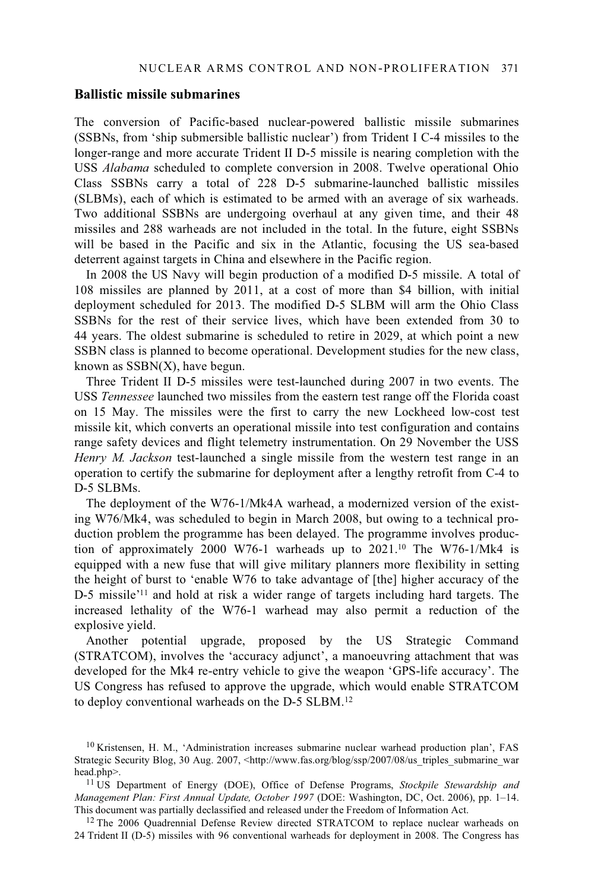## Ballistic missile submarines

The conversion of Pacific-based nuclear-powered ballistic missile submarines (SSBNs, from 'ship submersible ballistic nuclear') from Trident I C-4 missiles to the longer-range and more accurate Trident II D-5 missile is nearing completion with the USS *Alabama* scheduled to complete conversion in 2008. Twelve operational Ohio Class SSBNs carry a total of 228 D-5 submarine-launched ballistic missiles (SLBMs), each of which is estimated to be armed with an average of six warheads. Two additional SSBNs are undergoing overhaul at any given time, and their 48 missiles and 288 warheads are not included in the total. In the future, eight SSBNs will be based in the Pacific and six in the Atlantic, focusing the US sea-based deterrent against targets in China and elsewhere in the Pacific region.

In 2008 the US Navy will begin production of a modified D-5 missile. A total of 108 missiles are planned by 2011, at a cost of more than $4 billion, with initial deployment scheduled for 2013. The modified D-5 SLBM will arm the Ohio Class SSBNs for the rest of their service lives, which have been extended from 30 to 44 years. The oldest submarine is scheduled to retire in 2029, at which point a new SSBN class is planned to become operational. Development studies for the new class, known as SSBN(X), have begun.

Three Trident II D-5 missiles were test-launched during 2007 in two events. The USS *Tennessee* launched two missiles from the eastern test range off the Florida coast on 15 May. The missiles were the first to carry the new Lockheed low-cost test missile kit, which converts an operational missile into test configuration and contains range safety devices and flight telemetry instrumentation. On 29 November the USS *Henry M. Jackson* test-launched a single missile from the western test range in an operation to certify the submarine for deployment after a lengthy retrofit from C-4 to D-5 SLBMs.

The deployment of the W76-1/Mk4A warhead, a modernized version of the existing W76/Mk4, was scheduled to begin in March 2008, but owing to a technical production problem the programme has been delayed. The programme involves production of approximately 2000 W76-1 warheads up to 2021.[10] The W76-1/Mk4 is equipped with a new fuse that will give military planners more flexibility in setting the height of burst to 'enable W76 to take advantage of [the] higher accuracy of the D-5 missile'[11] and hold at risk a wider range of targets including hard targets. The increased lethality of the W76-1 warhead may also permit a reduction of the explosive yield.

Another potential upgrade, proposed by the US Strategic Command (STRATCOM), involves the 'accuracy adjunct', a manoeuvring attachment that was developed for the Mk4 re-entry vehicle to give the weapon 'GPS-life accuracy'. The US Congress has refused to approve the upgrade, which would enable STRATCOM to deploy conventional warheads on the D-5 SLBM.[12]

[10] Kristensen, H. M., 'Administration increases submarine nuclear warhead production plan', FAS Strategic Security Blog, 30 Aug. 2007, <http://www.fas.org/blog/ssp/2007/08/us_triples_submarine_warhead.php>.

[11] US Department of Energy (DOE), Office of Defense Programs, *Stockpile Stewardship and Management Plan: First Annual Update, October 1997* (DOE: Washington, DC, Oct. 2006), pp. 1–14. This document was partially declassified and released under the Freedom of Information Act.

[12] The 2006 Quadrennial Defense Review directed STRATCOM to replace nuclear warheads on 24 Trident II (D-5) missiles with 96 conventional warheads for deployment in 2008. The Congress has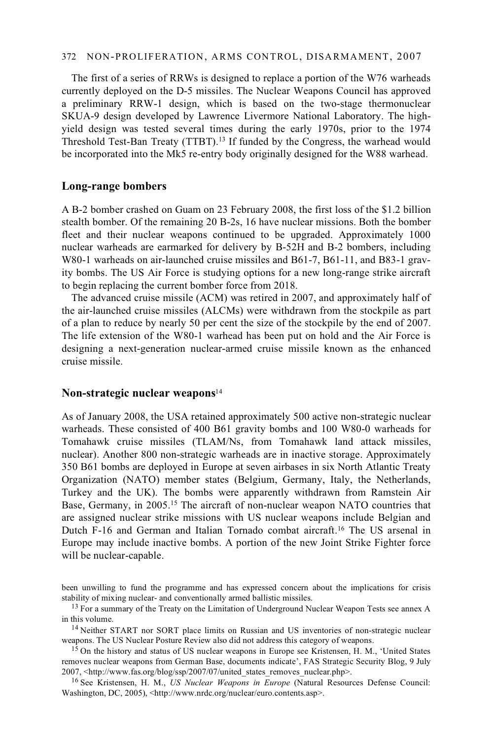The first of a series of RRWs is designed to replace a portion of the W76 warheads currently deployed on the D-5 missiles. The Nuclear Weapons Council has approved a preliminary RRW-1 design, which is based on the two-stage thermonuclear SKUA-9 design developed by Lawrence Livermore National Laboratory. The high-yield design was tested several times during the early 1970s, prior to the 1974 Threshold Test-Ban Treaty (TTBT).[13] If funded by the Congress, the warhead would be incorporated into the Mk5 re-entry body originally designed for the W88 warhead.

## Long-range bombers

A B-2 bomber crashed on Guam on 23 February 2008, the first loss of the $1.2 billion stealth bomber. Of the remaining 20 B-2s, 16 have nuclear missions. Both the bomber fleet and their nuclear weapons continued to be upgraded. Approximately 1000 nuclear warheads are earmarked for delivery by B-52H and B-2 bombers, including W80-1 warheads on air-launched cruise missiles and B61-7, B61-11, and B83-1 gravity bombs. The US Air Force is studying options for a new long-range strike aircraft to begin replacing the current bomber force from 2018.

The advanced cruise missile (ACM) was retired in 2007, and approximately half of the air-launched cruise missiles (ALCMs) were withdrawn from the stockpile as part of a plan to reduce by nearly 50 per cent the size of the stockpile by the end of 2007. The life extension of the W80-1 warhead has been put on hold and the Air Force is designing a next-generation nuclear-armed cruise missile known as the enhanced cruise missile.

## Non-strategic nuclear weapons[14]

As of January 2008, the USA retained approximately 500 active non-strategic nuclear warheads. These consisted of 400 B61 gravity bombs and 100 W80-0 warheads for Tomahawk cruise missiles (TLAM/Ns, from Tomahawk land attack missiles, nuclear). Another 800 non-strategic warheads are in inactive storage. Approximately 350 B61 bombs are deployed in Europe at seven airbases in six North Atlantic Treaty Organization (NATO) member states (Belgium, Germany, Italy, the Netherlands, Turkey and the UK). The bombs were apparently withdrawn from Ramstein Air Base, Germany, in 2005.[15] The aircraft of non-nuclear weapon NATO countries that are assigned nuclear strike missions with US nuclear weapons include Belgian and Dutch F-16 and German and Italian Tornado combat aircraft.[16] The US arsenal in Europe may include inactive bombs. A portion of the new Joint Strike Fighter force will be nuclear-capable.

been unwilling to fund the programme and has expressed concern about the implications for crisis stability of mixing nuclear- and conventionally armed ballistic missiles.

[13] For a summary of the Treaty on the Limitation of Underground Nuclear Weapon Tests see annex A in this volume.

[14] Neither START nor SORT place limits on Russian and US inventories of non-strategic nuclear weapons. The US Nuclear Posture Review also did not address this category of weapons.

[15] On the history and status of US nuclear weapons in Europe see Kristensen, H. M., 'United States removes nuclear weapons from German Base, documents indicate', FAS Strategic Security Blog, 9 July 2007, <http://www.fas.org/blog/ssp/2007/07/united_states_removes_nuclear.php>.

[16] See Kristensen, H. M., *US Nuclear Weapons in Europe* (Natural Resources Defense Council: Washington, DC, 2005), <http://www.nrdc.org/nuclear/euro.contents.asp>.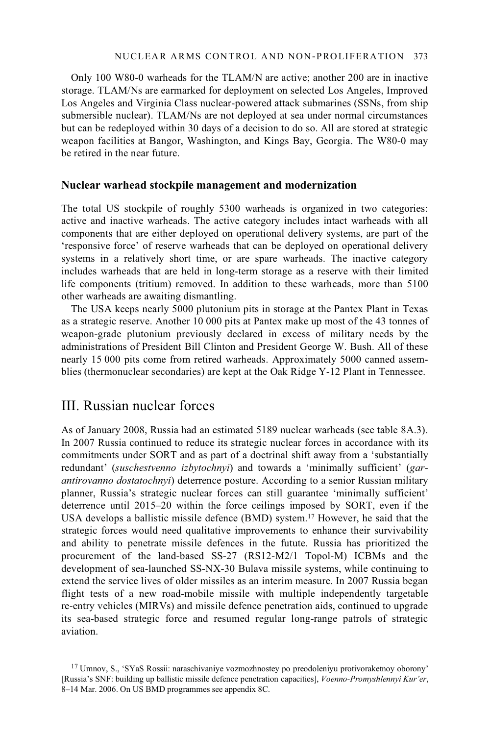Only 100 W80-0 warheads for the TLAM/N are active; another 200 are in inactive storage. TLAM/Ns are earmarked for deployment on selected Los Angeles, Improved Los Angeles and Virginia Class nuclear-powered attack submarines (SSNs, from ship submersible nuclear). TLAM/Ns are not deployed at sea under normal circumstances but can be redeployed within 30 days of a decision to do so. All are stored at strategic weapon facilities at Bangor, Washington, and Kings Bay, Georgia. The W80-0 may be retired in the near future.

### Nuclear warhead stockpile management and modernization

The total US stockpile of roughly 5300 warheads is organized in two categories: active and inactive warheads. The active category includes intact warheads with all components that are either deployed on operational delivery systems, are part of the 'responsive force' of reserve warheads that can be deployed on operational delivery systems in a relatively short time, or are spare warheads. The inactive category includes warheads that are held in long-term storage as a reserve with their limited life components (tritium) removed. In addition to these warheads, more than 5100 other warheads are awaiting dismantling.

The USA keeps nearly 5000 plutonium pits in storage at the Pantex Plant in Texas as a strategic reserve. Another 10 000 pits at Pantex make up most of the 43 tonnes of weapon-grade plutonium previously declared in excess of military needs by the administrations of President Bill Clinton and President George W. Bush. All of these nearly 15 000 pits come from retired warheads. Approximately 5000 canned assemblies (thermonuclear secondaries) are kept at the Oak Ridge Y-12 Plant in Tennessee.

## III. Russian nuclear forces

As of January 2008, Russia had an estimated 5189 nuclear warheads (see table 8A.3). In 2007 Russia continued to reduce its strategic nuclear forces in accordance with its commitments under SORT and as part of a doctrinal shift away from a 'substantially redundant' (*suschestvenno izbytochnyi*) and towards a 'minimally sufficient' (*garantirovanno dostatochnyi*) deterrence posture. According to a senior Russian military planner, Russia's strategic nuclear forces can still guarantee 'minimally sufficient' deterrence until 2015–20 within the force ceilings imposed by SORT, even if the USA develops a ballistic missile defence (BMD) system.[17] However, he said that the strategic forces would need qualitative improvements to enhance their survivability and ability to penetrate missile defences in the futute. Russia has prioritized the procurement of the land-based SS-27 (RS12-M2/1 Topol-M) ICBMs and the development of sea-launched SS-NX-30 Bulava missile systems, while continuing to extend the service lives of older missiles as an interim measure. In 2007 Russia began flight tests of a new road-mobile missile with multiple independently targetable re-entry vehicles (MIRVs) and missile defence penetration aids, continued to upgrade its sea-based strategic force and resumed regular long-range patrols of strategic aviation.

[17] Umnov, S., 'SYaS Rossii: naraschivaniye vozmozhnostey po preodoleniyu protivoraketnoy oborony' [Russia's SNF: building up ballistic missile defence penetration capacities], *Voenno-Promyshlennyi Kur'er*, 8–14 Mar. 2006. On US BMD programmes see appendix 8C.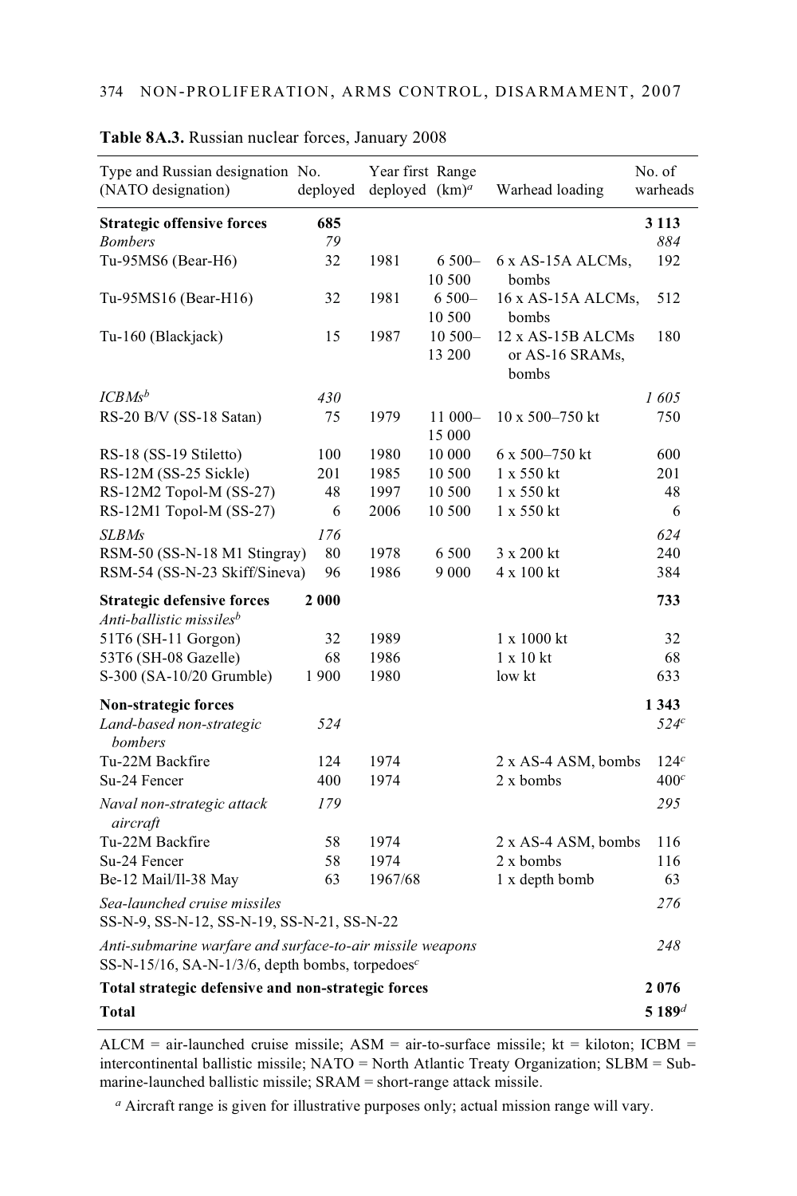**Table 8A.3.** Russian nuclear forces, January 2008

| Type and Russian designation (NATO designation) | No. deployed | Year first deployed | Range (km)[a] | Warhead loading | No. of warheads |
|---|---|---|---|---|---|
| **Strategic offensive forces** | **685** | | | | **3 113** |
| *Bombers* | *79* | | | | *884* |
| Tu-95MS6 (Bear-H6) | 32 | 1981 | 6 500–10 500 | 6 x AS-15A ALCMs, bombs | 192 |
| Tu-95MS16 (Bear-H16) | 32 | 1981 | 6 500–10 500 | 16 x AS-15A ALCMs, bombs | 512 |
| Tu-160 (Blackjack) | 15 | 1987 | 10 500–13 200 | 12 x AS-15B ALCMs or AS-16 SRAMs, bombs | 180 |
| *ICBMs*[b] | *430* | | | | *1 605* |
| RS-20 B/V (SS-18 Satan) | 75 | 1979 | 11 000–15 000 | 10 x 500–750 kt | 750 |
| RS-18 (SS-19 Stiletto) | 100 | 1980 | 10 000 | 6 x 500–750 kt | 600 |
| RS-12M (SS-25 Sickle) | 201 | 1985 | 10 500 | 1 x 550 kt | 201 |
| RS-12M2 Topol-M (SS-27) | 48 | 1997 | 10 500 | 1 x 550 kt | 48 |
| RS-12M1 Topol-M (SS-27) | 6 | 2006 | 10 500 | 1 x 550 kt | 6 |
| *SLBMs* | *176* | | | | *624* |
| RSM-50 (SS-N-18 M1 Stingray) | 80 | 1978 | 6 500 | 3 x 200 kt | 240 |
| RSM-54 (SS-N-23 Skiff/Sineva) | 96 | 1986 | 9 000 | 4 x 100 kt | 384 |
| **Strategic defensive forces** | **2 000** | | | | **733** |
| *Anti-ballistic missiles*[b] | | | | | |
| 51T6 (SH-11 Gorgon) | 32 | 1989 | | 1 x 1000 kt | 32 |
| 53T6 (SH-08 Gazelle) | 68 | 1986 | | 1 x 10 kt | 68 |
| S-300 (SA-10/20 Grumble) | 1 900 | 1980 | | low kt | 633 |
| **Non-strategic forces** | | | | | **1 343** |
| *Land-based non-strategic bombers* | *524* | | | | *524*[c] |
| Tu-22M Backfire | 124 | 1974 | | 2 x AS-4 ASM, bombs | 124[c] |
| Su-24 Fencer | 400 | 1974 | | 2 x bombs | 400[c] |
| *Naval non-strategic attack aircraft* | *179* | | | | *295* |
| Tu-22M Backfire | 58 | 1974 | | 2 x AS-4 ASM, bombs | 116 |
| Su-24 Fencer | 58 | 1974 | | 2 x bombs | 116 |
| Be-12 Mail/Il-38 May | 63 | 1967/68 | | 1 x depth bomb | 63 |
| *Sea-launched cruise missiles* SS-N-9, SS-N-12, SS-N-19, SS-N-21, SS-N-22 | | | | | *276* |
| *Anti-submarine warfare and surface-to-air missile weapons* SS-N-15/16, SA-N-1/3/6, depth bombs, torpedoes[c] | | | | | *248* |
| **Total strategic defensive and non-strategic forces** | | | | | **2 076** |
| **Total** | | | | | **5 189**[d] |

ALCM = air-launched cruise missile; ASM = air-to-surface missile; kt = kiloton; ICBM = intercontinental ballistic missile; NATO = North Atlantic Treaty Organization; SLBM = Submarine-launched ballistic missile; SRAM = short-range attack missile.

[a] Aircraft range is given for illustrative purposes only; actual mission range will vary.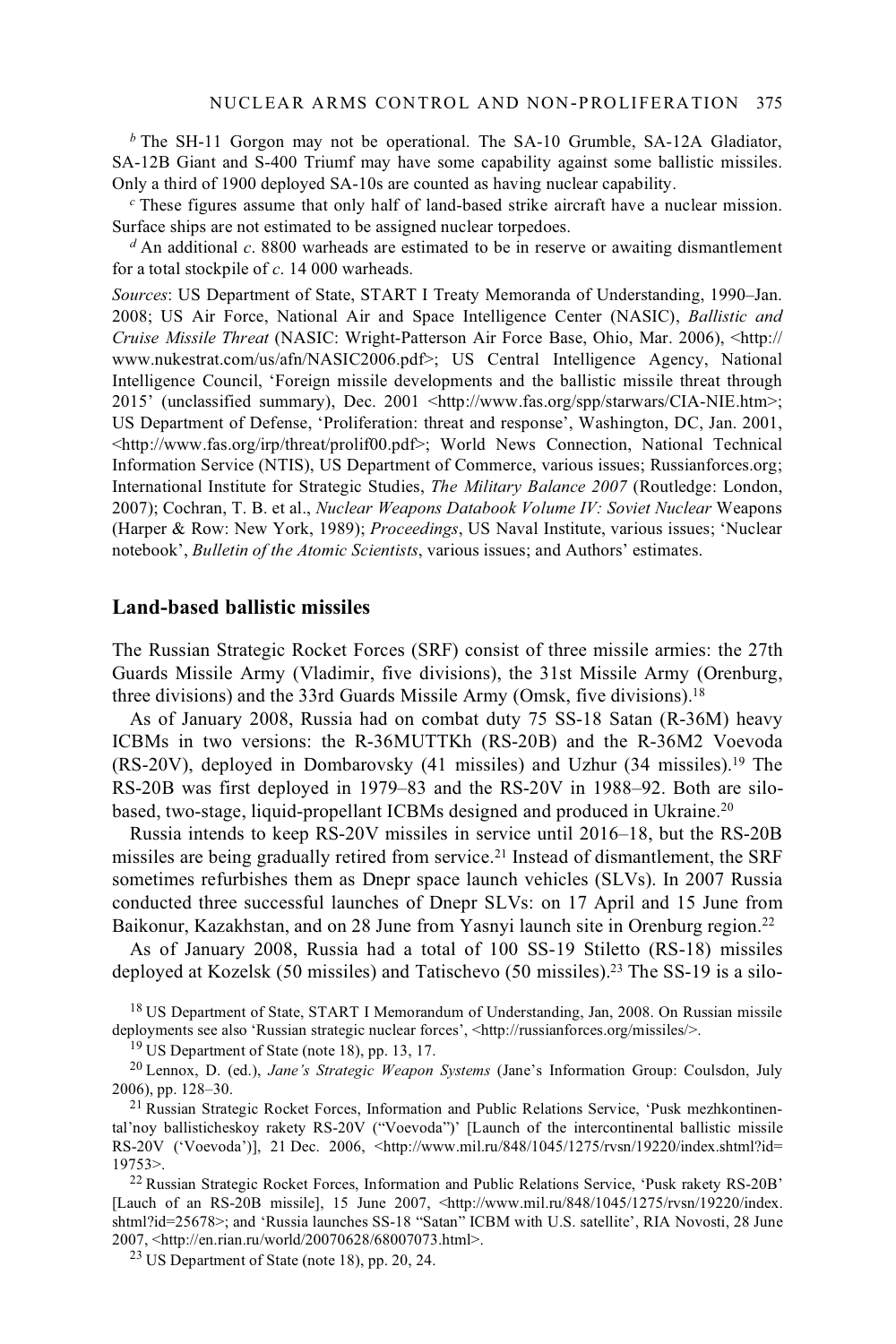[b] The SH-11 Gorgon may not be operational. The SA-10 Grumble, SA-12A Gladiator, SA-12B Giant and S-400 Triumf may have some capability against some ballistic missiles. Only a third of 1900 deployed SA-10s are counted as having nuclear capability.

[c] These figures assume that only half of land-based strike aircraft have a nuclear mission. Surface ships are not estimated to be assigned nuclear torpedoes.

[d] An additional *c*. 8800 warheads are estimated to be in reserve or awaiting dismantlement for a total stockpile of *c*. 14 000 warheads.

*Sources*: US Department of State, START I Treaty Memoranda of Understanding, 1990–Jan. 2008; US Air Force, National Air and Space Intelligence Center (NASIC), *Ballistic and Cruise Missile Threat* (NASIC: Wright-Patterson Air Force Base, Ohio, Mar. 2006), <http://www.nukestrat.com/us/afn/NASIC2006.pdf>; US Central Intelligence Agency, National Intelligence Council, 'Foreign missile developments and the ballistic missile threat through 2015' (unclassified summary), Dec. 2001 <http://www.fas.org/spp/starwars/CIA-NIE.htm>; US Department of Defense, 'Proliferation: threat and response', Washington, DC, Jan. 2001, <http://www.fas.org/irp/threat/prolif00.pdf>; World News Connection, National Technical Information Service (NTIS), US Department of Commerce, various issues; Russianforces.org; International Institute for Strategic Studies, *The Military Balance 2007* (Routledge: London, 2007); Cochran, T. B. et al., *Nuclear Weapons Databook Volume IV: Soviet Nuclear* Weapons (Harper & Row: New York, 1989); *Proceedings*, US Naval Institute, various issues; 'Nuclear notebook', *Bulletin of the Atomic Scientists*, various issues; and Authors' estimates.

## Land-based ballistic missiles

The Russian Strategic Rocket Forces (SRF) consist of three missile armies: the 27th Guards Missile Army (Vladimir, five divisions), the 31st Missile Army (Orenburg, three divisions) and the 33rd Guards Missile Army (Omsk, five divisions).[18]

As of January 2008, Russia had on combat duty 75 SS-18 Satan (R-36M) heavy ICBMs in two versions: the R-36MUTTKh (RS-20B) and the R-36M2 Voevoda (RS-20V), deployed in Dombarovsky (41 missiles) and Uzhur (34 missiles).[19] The RS-20B was first deployed in 1979–83 and the RS-20V in 1988–92. Both are silo-based, two-stage, liquid-propellant ICBMs designed and produced in Ukraine.[20]

Russia intends to keep RS-20V missiles in service until 2016–18, but the RS-20B missiles are being gradually retired from service.[21] Instead of dismantlement, the SRF sometimes refurbishes them as Dnepr space launch vehicles (SLVs). In 2007 Russia conducted three successful launches of Dnepr SLVs: on 17 April and 15 June from Baikonur, Kazakhstan, and on 28 June from Yasnyi launch site in Orenburg region.[22]

As of January 2008, Russia had a total of 100 SS-19 Stiletto (RS-18) missiles deployed at Kozelsk (50 missiles) and Tatischevo (50 missiles).[23] The SS-19 is a silo-

[18] US Department of State, START I Memorandum of Understanding, Jan, 2008. On Russian missile deployments see also 'Russian strategic nuclear forces', <http://russianforces.org/missiles/>.

[19] US Department of State (note 18), pp. 13, 17.

[20] Lennox, D. (ed.), *Jane's Strategic Weapon Systems* (Jane's Information Group: Coulsdon, July 2006), pp. 128–30.

[21] Russian Strategic Rocket Forces, Information and Public Relations Service, 'Pusk mezhkontinental'noy ballisticheskoy rakety RS-20V ("Voevoda")' [Launch of the intercontinental ballistic missile RS-20V ('Voevoda')], 21 Dec. 2006, <http://www.mil.ru/848/1045/1275/rvsn/19220/index.shtml?id=19753>.

[22] Russian Strategic Rocket Forces, Information and Public Relations Service, 'Pusk rakety RS-20B' [Lauch of an RS-20B missile], 15 June 2007, <http://www.mil.ru/848/1045/1275/rvsn/19220/index.shtml?id=25678>; and 'Russia launches SS-18 "Satan" ICBM with U.S. satellite', RIA Novosti, 28 June 2007, <http://en.rian.ru/world/20070628/68007073.html>.

[23] US Department of State (note 18), pp. 20, 24.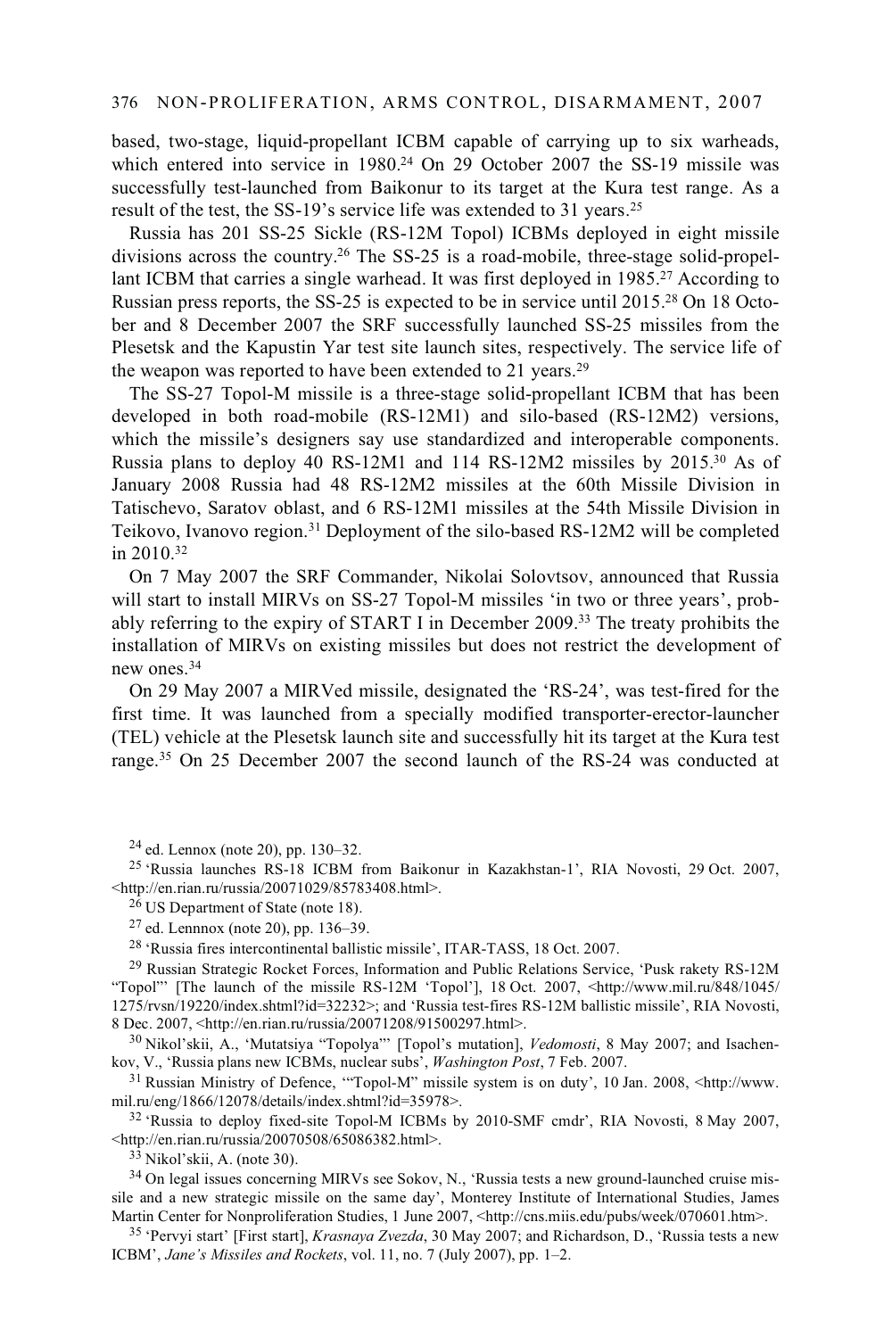based, two-stage, liquid-propellant ICBM capable of carrying up to six warheads, which entered into service in 1980.[24] On 29 October 2007 the SS-19 missile was successfully test-launched from Baikonur to its target at the Kura test range. As a result of the test, the SS-19's service life was extended to 31 years.[25]

Russia has 201 SS-25 Sickle (RS-12M Topol) ICBMs deployed in eight missile divisions across the country.[26] The SS-25 is a road-mobile, three-stage solid-propellant ICBM that carries a single warhead. It was first deployed in 1985.[27] According to Russian press reports, the SS-25 is expected to be in service until 2015.[28] On 18 October and 8 December 2007 the SRF successfully launched SS-25 missiles from the Plesetsk and the Kapustin Yar test site launch sites, respectively. The service life of the weapon was reported to have been extended to 21 years.[29]

The SS-27 Topol-M missile is a three-stage solid-propellant ICBM that has been developed in both road-mobile (RS-12M1) and silo-based (RS-12M2) versions, which the missile's designers say use standardized and interoperable components. Russia plans to deploy 40 RS-12M1 and 114 RS-12M2 missiles by 2015.[30] As of January 2008 Russia had 48 RS-12M2 missiles at the 60th Missile Division in Tatischevo, Saratov oblast, and 6 RS-12M1 missiles at the 54th Missile Division in Teikovo, Ivanovo region.[31] Deployment of the silo-based RS-12M2 will be completed in 2010.[32]

On 7 May 2007 the SRF Commander, Nikolai Solovtsov, announced that Russia will start to install MIRVs on SS-27 Topol-M missiles 'in two or three years', probably referring to the expiry of START I in December 2009.[33] The treaty prohibits the installation of MIRVs on existing missiles but does not restrict the development of new ones.[34]

On 29 May 2007 a MIRVed missile, designated the 'RS-24', was test-fired for the first time. It was launched from a specially modified transporter-erector-launcher (TEL) vehicle at the Plesetsk launch site and successfully hit its target at the Kura test range.[35] On 25 December 2007 the second launch of the RS-24 was conducted at

[24] ed. Lennox (note 20), pp. 130–32.

[25] 'Russia launches RS-18 ICBM from Baikonur in Kazakhstan-1', RIA Novosti, 29 Oct. 2007, <http://en.rian.ru/russia/20071029/85783408.html>.

[26] US Department of State (note 18).

[27] ed. Lennnox (note 20), pp. 136–39.

[28] 'Russia fires intercontinental ballistic missile', ITAR-TASS, 18 Oct. 2007.

[29] Russian Strategic Rocket Forces, Information and Public Relations Service, 'Pusk rakety RS-12M "Topol"' [The launch of the missile RS-12M 'Topol'], 18 Oct. 2007, <http://www.mil.ru/848/1045/1275/rvsn/19220/index.shtml?id=32232>; and 'Russia test-fires RS-12M ballistic missile', RIA Novosti, 8 Dec. 2007, <http://en.rian.ru/russia/20071208/91500297.html>.

[30] Nikol'skii, A., 'Mutatsiya "Topolya"' [Topol's mutation], *Vedomosti*, 8 May 2007; and Isachenkov, V., 'Russia plans new ICBMs, nuclear subs', *Washington Post*, 7 Feb. 2007.

[31] Russian Ministry of Defence, '"Topol-M" missile system is on duty', 10 Jan. 2008, <http://www.mil.ru/eng/1866/12078/details/index.shtml?id=35978>.

[32] 'Russia to deploy fixed-site Topol-M ICBMs by 2010-SMF cmdr', RIA Novosti, 8 May 2007, <http://en.rian.ru/russia/20070508/65086382.html>.

[33] Nikol'skii, A. (note 30).

[34] On legal issues concerning MIRVs see Sokov, N., 'Russia tests a new ground-launched cruise missile and a new strategic missile on the same day', Monterey Institute of International Studies, James Martin Center for Nonproliferation Studies, 1 June 2007, <http://cns.miis.edu/pubs/week/070601.htm>.

[35] 'Pervyi start' [First start], *Krasnaya Zvezda*, 30 May 2007; and Richardson, D., 'Russia tests a new ICBM', *Jane's Missiles and Rockets*, vol. 11, no. 7 (July 2007), pp. 1–2.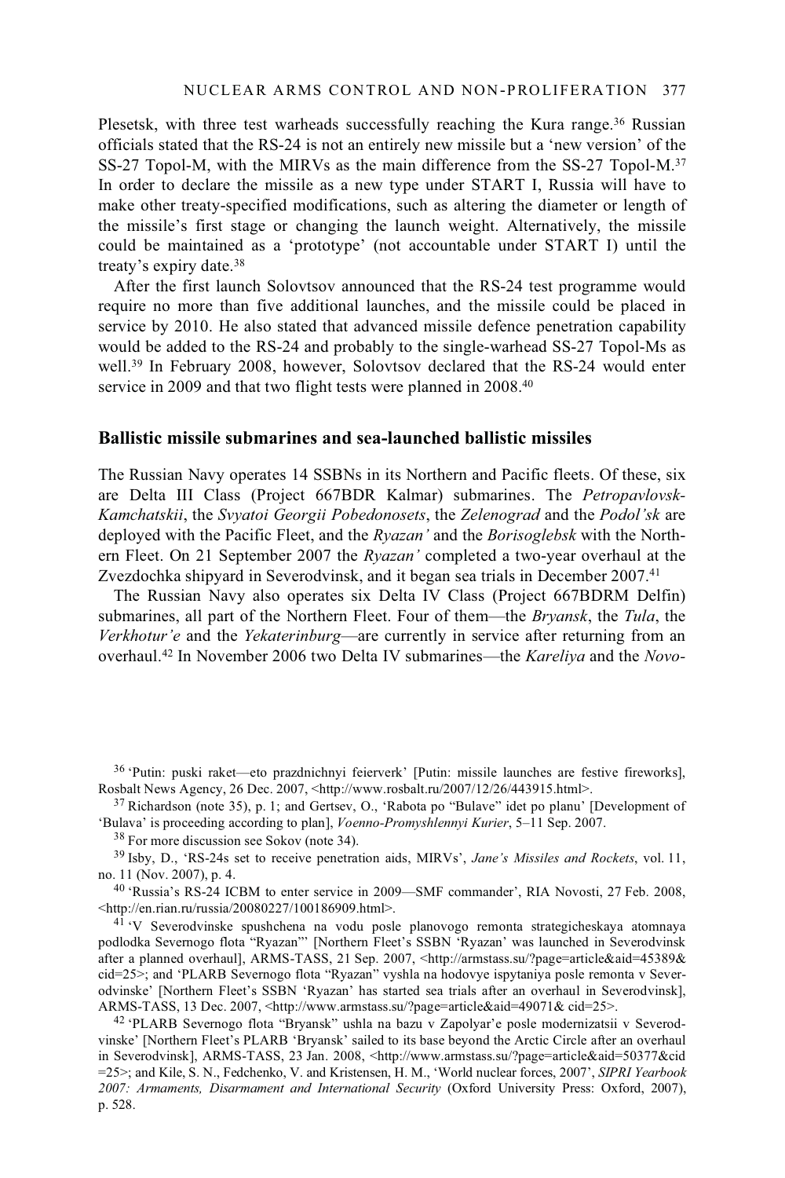Plesetsk, with three test warheads successfully reaching the Kura range.[36] Russian officials stated that the RS-24 is not an entirely new missile but a 'new version' of the SS-27 Topol-M, with the MIRVs as the main difference from the SS-27 Topol-M.[37] In order to declare the missile as a new type under START I, Russia will have to make other treaty-specified modifications, such as altering the diameter or length of the missile's first stage or changing the launch weight. Alternatively, the missile could be maintained as a 'prototype' (not accountable under START I) until the treaty's expiry date.[38]

After the first launch Solovtsov announced that the RS-24 test programme would require no more than five additional launches, and the missile could be placed in service by 2010. He also stated that advanced missile defence penetration capability would be added to the RS-24 and probably to the single-warhead SS-27 Topol-Ms as well.[39] In February 2008, however, Solovtsov declared that the RS-24 would enter service in 2009 and that two flight tests were planned in 2008.[40]

### Ballistic missile submarines and sea-launched ballistic missiles

The Russian Navy operates 14 SSBNs in its Northern and Pacific fleets. Of these, six are Delta III Class (Project 667BDR Kalmar) submarines. The *Petropavlovsk-Kamchatskii*, the *Svyatoi Georgii Pobedonosets*, the *Zelenograd* and the *Podol'sk* are deployed with the Pacific Fleet, and the *Ryazan'* and the *Borisoglebsk* with the Northern Fleet. On 21 September 2007 the *Ryazan'* completed a two-year overhaul at the Zvezdochka shipyard in Severodvinsk, and it began sea trials in December 2007.[41]

The Russian Navy also operates six Delta IV Class (Project 667BDRM Delfin) submarines, all part of the Northern Fleet. Four of them—the *Bryansk*, the *Tula*, the *Verkhotur'e* and the *Yekaterinburg*—are currently in service after returning from an overhaul.[42] In November 2006 two Delta IV submarines—the *Kareliya* and the *Novo-*

---

[36] 'Putin: puski raket—eto prazdnichnyi feierverk' [Putin: missile launches are festive fireworks], Rosbalt News Agency, 26 Dec. 2007, <http://www.rosbalt.ru/2007/12/26/443915.html>.

[37] Richardson (note 35), p. 1; and Gertsev, O., 'Rabota po "Bulave" idet po planu' [Development of 'Bulava' is proceeding according to plan], *Voenno-Promyshlennyi Kurier*, 5–11 Sep. 2007.

[38] For more discussion see Sokov (note 34).

[39] Isby, D., 'RS-24s set to receive penetration aids, MIRVs', *Jane's Missiles and Rockets*, vol. 11, no. 11 (Nov. 2007), p. 4.

[40] 'Russia's RS-24 ICBM to enter service in 2009—SMF commander', RIA Novosti, 27 Feb. 2008, <http://en.rian.ru/russia/20080227/100186909.html>.

[41] 'V Severodvinske spushchena na vodu posle planovogo remonta strategicheskaya atomnaya podlodka Severnogo flota "Ryazan"' [Northern Fleet's SSBN 'Ryazan' was launched in Severodvinsk after a planned overhaul], ARMS-TASS, 21 Sep. 2007, <http://armstass.su/?page=article&aid=45389&cid=25>; and 'PLARB Severnogo flota "Ryazan" vyshla na hodovye ispytaniya posle remonta v Severodvinske' [Northern Fleet's SSBN 'Ryazan' has started sea trials after an overhaul in Severodvinsk], ARMS-TASS, 13 Dec. 2007, <http://www.armstass.su/?page=article&aid=49071& cid=25>.

[42] 'PLARB Severnogo flota "Bryansk" ushla na bazu v Zapolyar'e posle modernizatsii v Severodvinske' [Northern Fleet's PLARB 'Bryansk' sailed to its base beyond the Arctic Circle after an overhaul in Severodvinsk], ARMS-TASS, 23 Jan. 2008, <http://www.armstass.su/?page=article&aid=50377&cid=25>; and Kile, S. N., Fedchenko, V. and Kristensen, H. M., 'World nuclear forces, 2007', *SIPRI Yearbook 2007: Armaments, Disarmament and International Security* (Oxford University Press: Oxford, 2007), p. 528.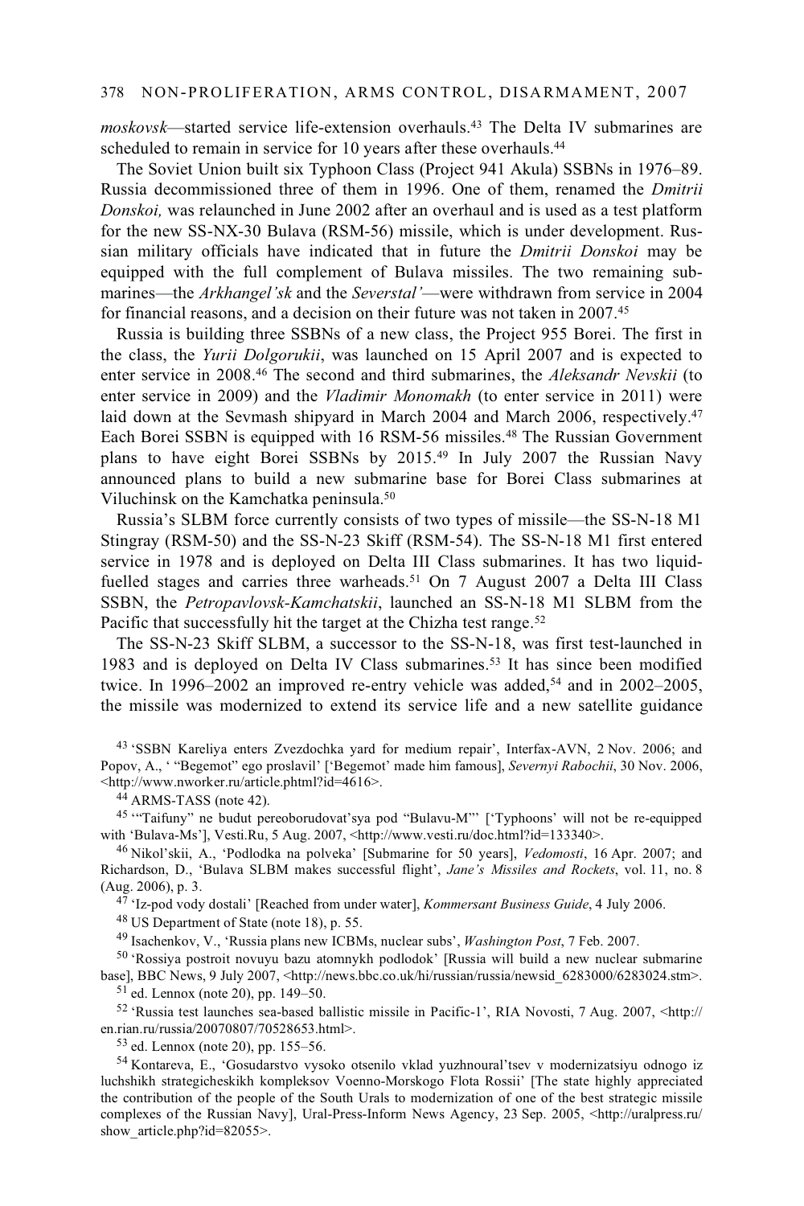*moskovsk*—started service life-extension overhauls.[43] The Delta IV submarines are scheduled to remain in service for 10 years after these overhauls.[44]

The Soviet Union built six Typhoon Class (Project 941 Akula) SSBNs in 1976–89. Russia decommissioned three of them in 1996. One of them, renamed the *Dmitrii Donskoi,* was relaunched in June 2002 after an overhaul and is used as a test platform for the new SS-NX-30 Bulava (RSM-56) missile, which is under development. Russian military officials have indicated that in future the *Dmitrii Donskoi* may be equipped with the full complement of Bulava missiles. The two remaining submarines—the *Arkhangel'sk* and the *Severstal'*—were withdrawn from service in 2004 for financial reasons, and a decision on their future was not taken in 2007.[45]

Russia is building three SSBNs of a new class, the Project 955 Borei. The first in the class, the *Yurii Dolgorukii*, was launched on 15 April 2007 and is expected to enter service in 2008.[46] The second and third submarines, the *Aleksandr Nevskii* (to enter service in 2009) and the *Vladimir Monomakh* (to enter service in 2011) were laid down at the Sevmash shipyard in March 2004 and March 2006, respectively.[47] Each Borei SSBN is equipped with 16 RSM-56 missiles.[48] The Russian Government plans to have eight Borei SSBNs by 2015.[49] In July 2007 the Russian Navy announced plans to build a new submarine base for Borei Class submarines at Viluchinsk on the Kamchatka peninsula.[50]

Russia's SLBM force currently consists of two types of missile—the SS-N-18 M1 Stingray (RSM-50) and the SS-N-23 Skiff (RSM-54). The SS-N-18 M1 first entered service in 1978 and is deployed on Delta III Class submarines. It has two liquid-fuelled stages and carries three warheads.[51] On 7 August 2007 a Delta III Class SSBN, the *Petropavlovsk-Kamchatskii*, launched an SS-N-18 M1 SLBM from the Pacific that successfully hit the target at the Chizha test range.[52]

The SS-N-23 Skiff SLBM, a successor to the SS-N-18, was first test-launched in 1983 and is deployed on Delta IV Class submarines.[53] It has since been modified twice. In 1996–2002 an improved re-entry vehicle was added,[54] and in 2002–2005, the missile was modernized to extend its service life and a new satellite guidance

[43] 'SSBN Kareliya enters Zvezdochka yard for medium repair', Interfax-AVN, 2 Nov. 2006; and Popov, A., ' "Begemot" ego proslavil' ['Begemot' made him famous], *Severnyi Rabochii*, 30 Nov. 2006, <http://www.nworker.ru/article.phtml?id=4616>.

[44] ARMS-TASS (note 42).

[45] '"Taifuny" ne budut pereoborudovat'sya pod "Bulavu-M"' ['Typhoons' will not be re-equipped with 'Bulava-Ms'], Vesti.Ru, 5 Aug. 2007, <http://www.vesti.ru/doc.html?id=133340>.

[46] Nikol'skii, A., 'Podlodka na polveka' [Submarine for 50 years], *Vedomosti*, 16 Apr. 2007; and Richardson, D., 'Bulava SLBM makes successful flight', *Jane's Missiles and Rockets*, vol. 11, no. 8 (Aug. 2006), p. 3.

[47] 'Iz-pod vody dostali' [Reached from under water], *Kommersant Business Guide*, 4 July 2006.

[48] US Department of State (note 18), p. 55.

[49] Isachenkov, V., 'Russia plans new ICBMs, nuclear subs', *Washington Post*, 7 Feb. 2007.

[50] 'Rossiya postroit novuyu bazu atomnykh podlodok' [Russia will build a new nuclear submarine base], BBC News, 9 July 2007, <http://news.bbc.co.uk/hi/russian/russia/newsid_6283000/6283024.stm>.

[51] ed. Lennox (note 20), pp. 149–50.

[52] 'Russia test launches sea-based ballistic missile in Pacific-1', RIA Novosti, 7 Aug. 2007, <http://en.rian.ru/russia/20070807/70528653.html>.

[53] ed. Lennox (note 20), pp. 155–56.

[54] Kontareva, E., 'Gosudarstvo vysoko otsenilo vklad yuzhnoural'tsev v modernizatsiyu odnogo iz luchshikh strategicheskikh kompleksov Voenno-Morskogo Flota Rossii' [The state highly appreciated the contribution of the people of the South Urals to modernization of one of the best strategic missile complexes of the Russian Navy], Ural-Press-Inform News Agency, 23 Sep. 2005, <http://uralpress.ru/show_article.php?id=82055>.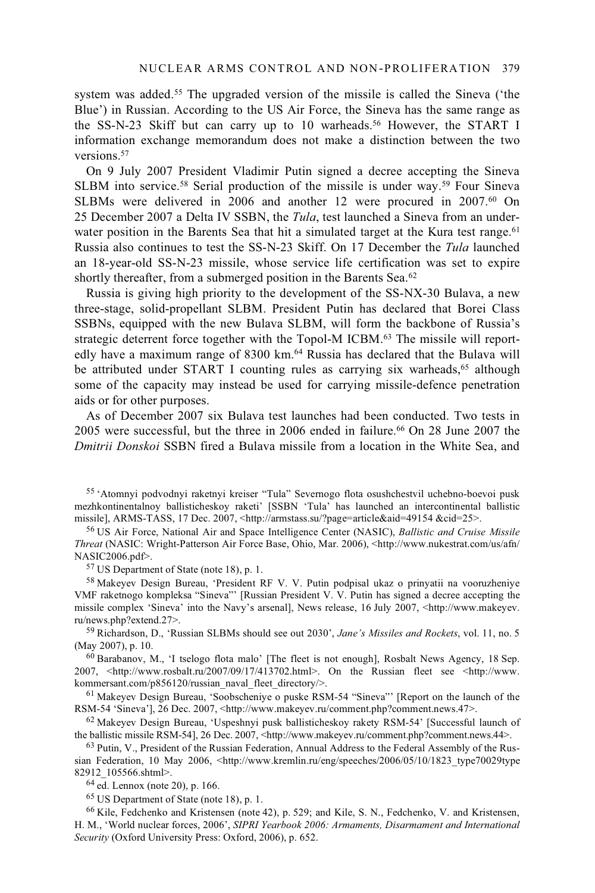system was added.[55] The upgraded version of the missile is called the Sineva ('the Blue') in Russian. According to the US Air Force, the Sineva has the same range as the SS-N-23 Skiff but can carry up to 10 warheads.[56] However, the START I information exchange memorandum does not make a distinction between the two versions.[57]

On 9 July 2007 President Vladimir Putin signed a decree accepting the Sineva SLBM into service.[58] Serial production of the missile is under way.[59] Four Sineva SLBMs were delivered in 2006 and another 12 were procured in 2007.[60] On 25 December 2007 a Delta IV SSBN, the *Tula*, test launched a Sineva from an underwater position in the Barents Sea that hit a simulated target at the Kura test range.[61] Russia also continues to test the SS-N-23 Skiff. On 17 December the *Tula* launched an 18-year-old SS-N-23 missile, whose service life certification was set to expire shortly thereafter, from a submerged position in the Barents Sea.[62]

Russia is giving high priority to the development of the SS-NX-30 Bulava, a new three-stage, solid-propellant SLBM. President Putin has declared that Borei Class SSBNs, equipped with the new Bulava SLBM, will form the backbone of Russia's strategic deterrent force together with the Topol-M ICBM.[63] The missile will reportedly have a maximum range of 8300 km.[64] Russia has declared that the Bulava will be attributed under START I counting rules as carrying six warheads,[65] although some of the capacity may instead be used for carrying missile-defence penetration aids or for other purposes.

As of December 2007 six Bulava test launches had been conducted. Two tests in 2005 were successful, but the three in 2006 ended in failure.[66] On 28 June 2007 the *Dmitrii Donskoi* SSBN fired a Bulava missile from a location in the White Sea, and

[55] 'Atomnyi podvodnyi raketnyi kreiser "Tula" Severnogo flota osushchestvil uchebno-boevoi pusk mezhkontinentalnoy ballisticheskoy raketi' [SSBN 'Tula' has launched an intercontinental ballistic missile], ARMS-TASS, 17 Dec. 2007, <http://armstass.su/?page=article&aid=49154 &cid=25>.

[56] US Air Force, National Air and Space Intelligence Center (NASIC), *Ballistic and Cruise Missile Threat* (NASIC: Wright-Patterson Air Force Base, Ohio, Mar. 2006), <http://www.nukestrat.com/us/afn/NASIC2006.pdf>.

[57] US Department of State (note 18), p. 1.

[58] Makeyev Design Bureau, 'President RF V. V. Putin podpisal ukaz o prinyatii na vooruzheniye VMF raketnogo kompleksa "Sineva"' [Russian President V. V. Putin has signed a decree accepting the missile complex 'Sineva' into the Navy's arsenal], News release, 16 July 2007, <http://www.makeyev.ru/news.php?extend.27>.

[59] Richardson, D., 'Russian SLBMs should see out 2030', *Jane's Missiles and Rockets*, vol. 11, no. 5 (May 2007), p. 10.

[60] Barabanov, M., 'I tselogo flota malo' [The fleet is not enough], Rosbalt News Agency, 18 Sep. 2007, <http://www.rosbalt.ru/2007/09/17/413702.html>. On the Russian fleet see <http://www.kommersant.com/p856120/russian_naval_fleet_directory/>.

[61] Makeyev Design Bureau, 'Soobscheniye o puske RSM-54 "Sineva"' [Report on the launch of the RSM-54 'Sineva'], 26 Dec. 2007, <http://www.makeyev.ru/comment.php?comment.news.47>.

[62] Makeyev Design Bureau, 'Uspeshnyi pusk ballisticheskoy rakety RSM-54' [Successful launch of the ballistic missile RSM-54], 26 Dec. 2007, <http://www.makeyev.ru/comment.php?comment.news.44>.

[63] Putin, V., President of the Russian Federation, Annual Address to the Federal Assembly of the Russian Federation, 10 May 2006, <http://www.kremlin.ru/eng/speeches/2006/05/10/1823_type70029type82912_105566.shtml>.

[64] ed. Lennox (note 20), p. 166.

[65] US Department of State (note 18), p. 1.

[66] Kile, Fedchenko and Kristensen (note 42), p. 529; and Kile, S. N., Fedchenko, V. and Kristensen, H. M., 'World nuclear forces, 2006', *SIPRI Yearbook 2006: Armaments, Disarmament and International Security* (Oxford University Press: Oxford, 2006), p. 652.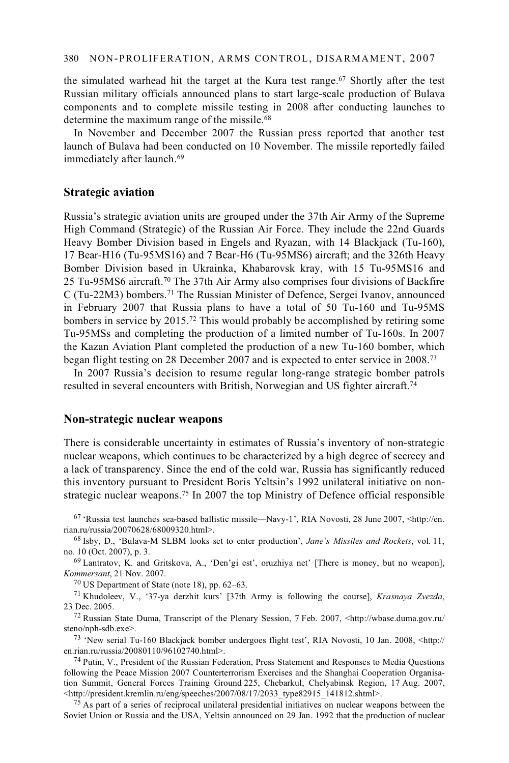the simulated warhead hit the target at the Kura test range.[67] Shortly after the test Russian military officials announced plans to start large-scale production of Bulava components and to complete missile testing in 2008 after conducting launches to determine the maximum range of the missile.[68]

In November and December 2007 the Russian press reported that another test launch of Bulava had been conducted on 10 November. The missile reportedly failed immediately after launch.[69]

## Strategic aviation

Russia's strategic aviation units are grouped under the 37th Air Army of the Supreme High Command (Strategic) of the Russian Air Force. They include the 22nd Guards Heavy Bomber Division based in Engels and Ryazan, with 14 Blackjack (Tu-160), 17 Bear-H16 (Tu-95MS16) and 7 Bear-H6 (Tu-95MS6) aircraft; and the 326th Heavy Bomber Division based in Ukrainka, Khabarovsk kray, with 15 Tu-95MS16 and 25 Tu-95MS6 aircraft.[70] The 37th Air Army also comprises four divisions of Backfire C (Tu-22M3) bombers.[71] The Russian Minister of Defence, Sergei Ivanov, announced in February 2007 that Russia plans to have a total of 50 Tu-160 and Tu-95MS bombers in service by 2015.[72] This would probably be accomplished by retiring some Tu-95MSs and completing the production of a limited number of Tu-160s. In 2007 the Kazan Aviation Plant completed the production of a new Tu-160 bomber, which began flight testing on 28 December 2007 and is expected to enter service in 2008.[73]

In 2007 Russia's decision to resume regular long-range strategic bomber patrols resulted in several encounters with British, Norwegian and US fighter aircraft.[74]

## Non-strategic nuclear weapons

There is considerable uncertainty in estimates of Russia's inventory of non-strategic nuclear weapons, which continues to be characterized by a high degree of secrecy and a lack of transparency. Since the end of the cold war, Russia has significantly reduced this inventory pursuant to President Boris Yeltsin's 1992 unilateral initiative on non-strategic nuclear weapons.[75] In 2007 the top Ministry of Defence official responsible

[67] 'Russia test launches sea-based ballistic missile—Navy-1', RIA Novosti, 28 June 2007, <http://en.rian.ru/russia/20070628/68009320.html>.

[68] Isby, D., 'Bulava-M SLBM looks set to enter production', *Jane's Missiles and Rockets*, vol. 11, no. 10 (Oct. 2007), p. 3.

[69] Lantratov, K. and Gritskova, A., 'Den'gi est', oruzhiya net' [There is money, but no weapon], *Kommersant*, 21 Nov. 2007.

[70] US Department of State (note 18), pp. 62–63.

[71] Khudoleev, V., '37-ya derzhit kurs' [37th Army is following the course], *Krasnaya Zvezda*, 23 Dec. 2005.

[72] Russian State Duma, Transcript of the Plenary Session, 7 Feb. 2007, <http://wbase.duma.gov.ru/steno/nph-sdb.exe>.

[73] 'New serial Tu-160 Blackjack bomber undergoes flight test', RIA Novosti, 10 Jan. 2008, <http://en.rian.ru/russia/20080110/96102740.html>.

[74] Putin, V., President of the Russian Federation, Press Statement and Responses to Media Questions following the Peace Mission 2007 Counterterrorism Exercises and the Shanghai Cooperation Organisation Summit, General Forces Training Ground 225, Chebarkul, Chelyabinsk Region, 17 Aug. 2007, <http://president.kremlin.ru/eng/speeches/2007/08/17/2033_type82915_141812.shtml>.

[75] As part of a series of reciprocal unilateral presidential initiatives on nuclear weapons between the Soviet Union or Russia and the USA, Yeltsin announced on 29 Jan. 1992 that the production of nuclear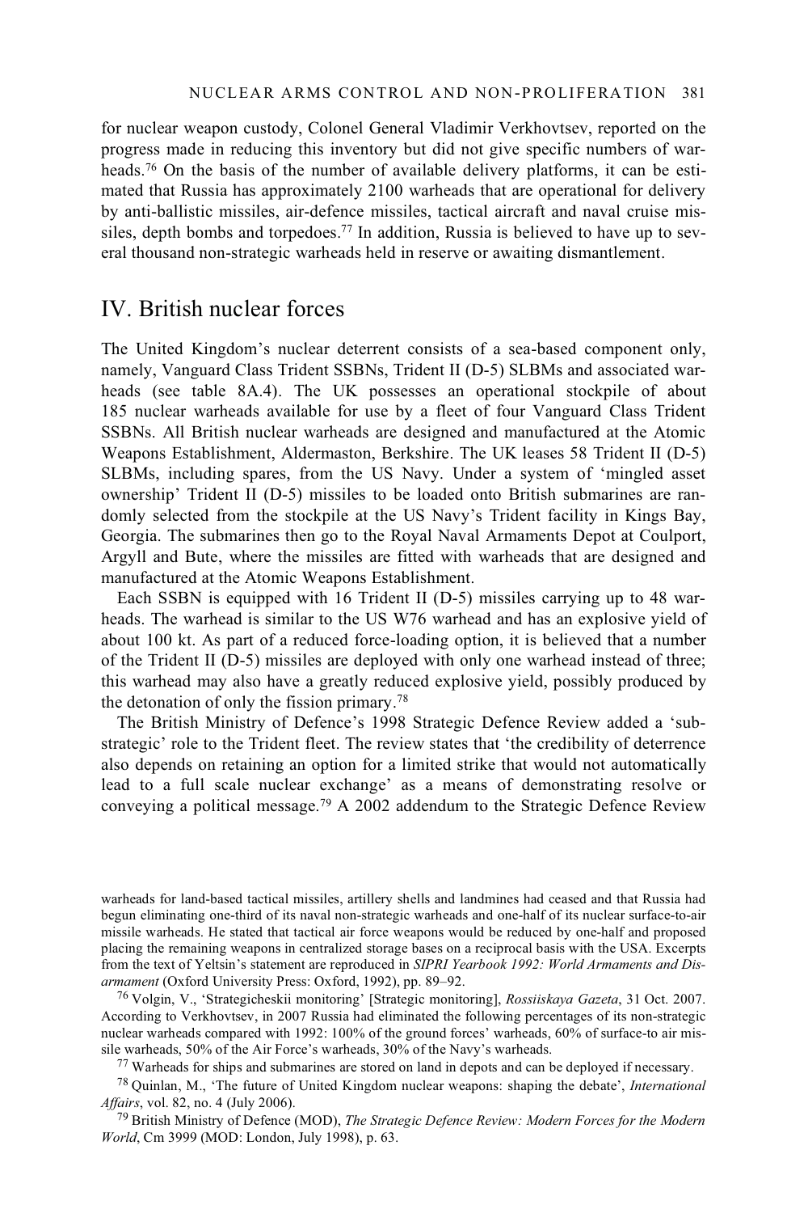for nuclear weapon custody, Colonel General Vladimir Verkhovtsev, reported on the progress made in reducing this inventory but did not give specific numbers of warheads.[76] On the basis of the number of available delivery platforms, it can be estimated that Russia has approximately 2100 warheads that are operational for delivery by anti-ballistic missiles, air-defence missiles, tactical aircraft and naval cruise missiles, depth bombs and torpedoes.[77] In addition, Russia is believed to have up to several thousand non-strategic warheads held in reserve or awaiting dismantlement.

## IV. British nuclear forces

The United Kingdom's nuclear deterrent consists of a sea-based component only, namely, Vanguard Class Trident SSBNs, Trident II (D-5) SLBMs and associated warheads (see table 8A.4). The UK possesses an operational stockpile of about 185 nuclear warheads available for use by a fleet of four Vanguard Class Trident SSBNs. All British nuclear warheads are designed and manufactured at the Atomic Weapons Establishment, Aldermaston, Berkshire. The UK leases 58 Trident II (D-5) SLBMs, including spares, from the US Navy. Under a system of 'mingled asset ownership' Trident II (D-5) missiles to be loaded onto British submarines are randomly selected from the stockpile at the US Navy's Trident facility in Kings Bay, Georgia. The submarines then go to the Royal Naval Armaments Depot at Coulport, Argyll and Bute, where the missiles are fitted with warheads that are designed and manufactured at the Atomic Weapons Establishment.

Each SSBN is equipped with 16 Trident II (D-5) missiles carrying up to 48 warheads. The warhead is similar to the US W76 warhead and has an explosive yield of about 100 kt. As part of a reduced force-loading option, it is believed that a number of the Trident II (D-5) missiles are deployed with only one warhead instead of three; this warhead may also have a greatly reduced explosive yield, possibly produced by the detonation of only the fission primary.[78]

The British Ministry of Defence's 1998 Strategic Defence Review added a 'sub-strategic' role to the Trident fleet. The review states that 'the credibility of deterrence also depends on retaining an option for a limited strike that would not automatically lead to a full scale nuclear exchange' as a means of demonstrating resolve or conveying a political message.[79] A 2002 addendum to the Strategic Defence Review

warheads for land-based tactical missiles, artillery shells and landmines had ceased and that Russia had begun eliminating one-third of its naval non-strategic warheads and one-half of its nuclear surface-to-air missile warheads. He stated that tactical air force weapons would be reduced by one-half and proposed placing the remaining weapons in centralized storage bases on a reciprocal basis with the USA. Excerpts from the text of Yeltsin's statement are reproduced in *SIPRI Yearbook 1992: World Armaments and Disarmament* (Oxford University Press: Oxford, 1992), pp. 89–92.

[76] Volgin, V., 'Strategicheskii monitoring' [Strategic monitoring], *Rossiiskaya Gazeta*, 31 Oct. 2007. According to Verkhovtsev, in 2007 Russia had eliminated the following percentages of its non-strategic nuclear warheads compared with 1992: 100% of the ground forces' warheads, 60% of surface-to air missile warheads, 50% of the Air Force's warheads, 30% of the Navy's warheads.

[77] Warheads for ships and submarines are stored on land in depots and can be deployed if necessary.

[78] Quinlan, M., 'The future of United Kingdom nuclear weapons: shaping the debate', *International Affairs*, vol. 82, no. 4 (July 2006).

[79] British Ministry of Defence (MOD), *The Strategic Defence Review: Modern Forces for the Modern World*, Cm 3999 (MOD: London, July 1998), p. 63.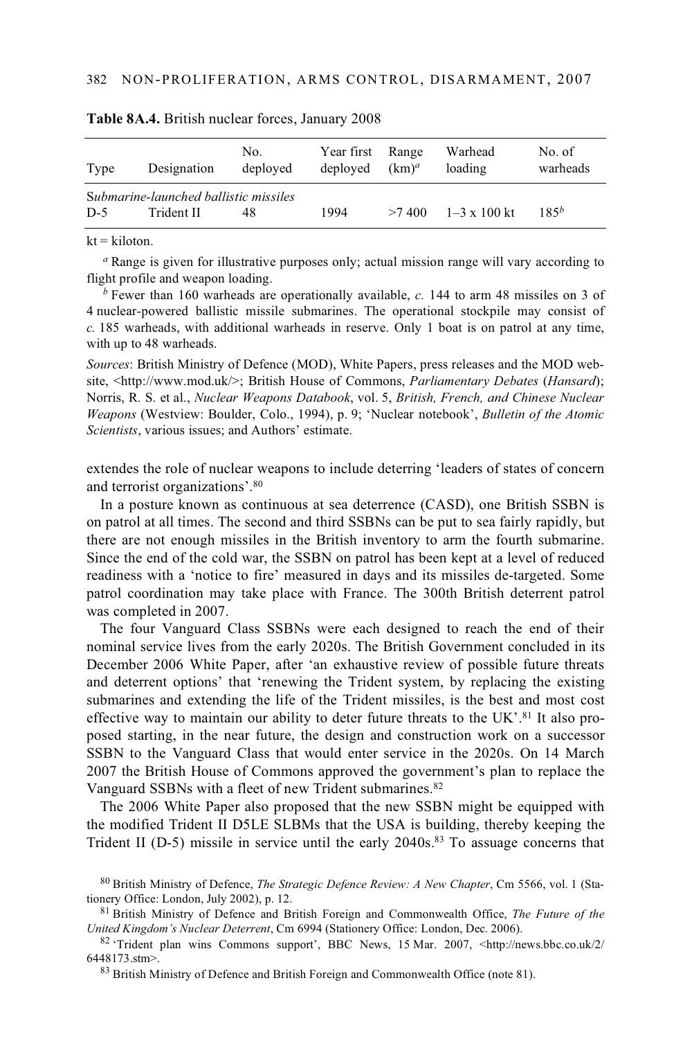**Table 8A.4.** British nuclear forces, January 2008

| Type | Designation | No. deployed | Year first deployed | Range (km)[a] | Warhead loading | No. of warheads |
|---|---|---|---|---|---|---|
| *Submarine-launched ballistic missiles* | | | | | | |
| D-5 | Trident II | 48 | 1994 | >7 400 | 1–3 x 100 kt | 185[b] |

kt = kiloton.

[a] Range is given for illustrative purposes only; actual mission range will vary according to flight profile and weapon loading.

[b] Fewer than 160 warheads are operationally available, *c.* 144 to arm 48 missiles on 3 of 4 nuclear-powered ballistic missile submarines. The operational stockpile may consist of *c.* 185 warheads, with additional warheads in reserve. Only 1 boat is on patrol at any time, with up to 48 warheads.

*Sources*: British Ministry of Defence (MOD), White Papers, press releases and the MOD website, <http://www.mod.uk/>; British House of Commons, *Parliamentary Debates* (*Hansard*); Norris, R. S. et al., *Nuclear Weapons Databook*, vol. 5, *British, French, and Chinese Nuclear Weapons* (Westview: Boulder, Colo., 1994), p. 9; 'Nuclear notebook', *Bulletin of the Atomic Scientists*, various issues; and Authors' estimate.

extendes the role of nuclear weapons to include deterring 'leaders of states of concern and terrorist organizations'.[80]

In a posture known as continuous at sea deterrence (CASD), one British SSBN is on patrol at all times. The second and third SSBNs can be put to sea fairly rapidly, but there are not enough missiles in the British inventory to arm the fourth submarine. Since the end of the cold war, the SSBN on patrol has been kept at a level of reduced readiness with a 'notice to fire' measured in days and its missiles de-targeted. Some patrol coordination may take place with France. The 300th British deterrent patrol was completed in 2007.

The four Vanguard Class SSBNs were each designed to reach the end of their nominal service lives from the early 2020s. The British Government concluded in its December 2006 White Paper, after 'an exhaustive review of possible future threats and deterrent options' that 'renewing the Trident system, by replacing the existing submarines and extending the life of the Trident missiles, is the best and most cost effective way to maintain our ability to deter future threats to the UK'.[81] It also proposed starting, in the near future, the design and construction work on a successor SSBN to the Vanguard Class that would enter service in the 2020s. On 14 March 2007 the British House of Commons approved the government's plan to replace the Vanguard SSBNs with a fleet of new Trident submarines.[82]

The 2006 White Paper also proposed that the new SSBN might be equipped with the modified Trident II D5LE SLBMs that the USA is building, thereby keeping the Trident II (D-5) missile in service until the early 2040s.[83] To assuage concerns that

[80] British Ministry of Defence, *The Strategic Defence Review: A New Chapter*, Cm 5566, vol. 1 (Stationery Office: London, July 2002), p. 12.

[81] British Ministry of Defence and British Foreign and Commonwealth Office, *The Future of the United Kingdom's Nuclear Deterrent*, Cm 6994 (Stationery Office: London, Dec. 2006).

[82] 'Trident plan wins Commons support', BBC News, 15 Mar. 2007, <http://news.bbc.co.uk/2/6448173.stm>.

[83] British Ministry of Defence and British Foreign and Commonwealth Office (note 81).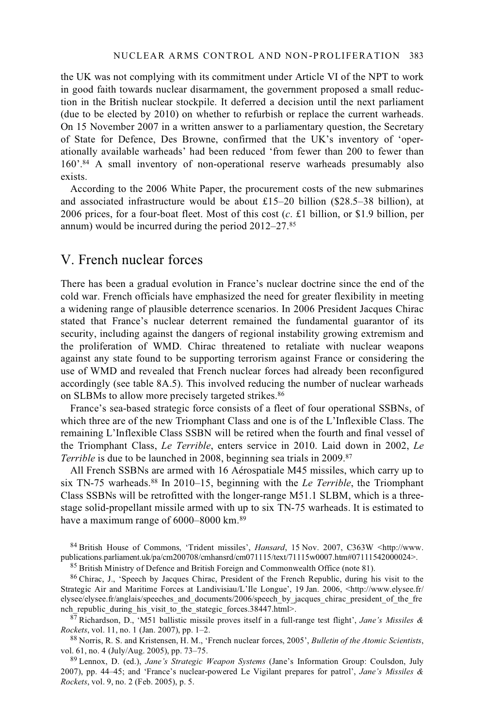the UK was not complying with its commitment under Article VI of the NPT to work in good faith towards nuclear disarmament, the government proposed a small reduction in the British nuclear stockpile. It deferred a decision until the next parliament (due to be elected by 2010) on whether to refurbish or replace the current warheads. On 15 November 2007 in a written answer to a parliamentary question, the Secretary of State for Defence, Des Browne, confirmed that the UK's inventory of 'operationally available warheads' had been reduced 'from fewer than 200 to fewer than 160'.[84] A small inventory of non-operational reserve warheads presumably also exists.

According to the 2006 White Paper, the procurement costs of the new submarines and associated infrastructure would be about £15–20 billion ($28.5–38 billion), at 2006 prices, for a four-boat fleet. Most of this cost (*c*. £1 billion, or $1.9 billion, per annum) would be incurred during the period 2012–27.[85]

## V. French nuclear forces

There has been a gradual evolution in France's nuclear doctrine since the end of the cold war. French officials have emphasized the need for greater flexibility in meeting a widening range of plausible deterrence scenarios. In 2006 President Jacques Chirac stated that France's nuclear deterrent remained the fundamental guarantor of its security, including against the dangers of regional instability growing extremism and the proliferation of WMD. Chirac threatened to retaliate with nuclear weapons against any state found to be supporting terrorism against France or considering the use of WMD and revealed that French nuclear forces had already been reconfigured accordingly (see table 8A.5). This involved reducing the number of nuclear warheads on SLBMs to allow more precisely targeted strikes.[86]

France's sea-based strategic force consists of a fleet of four operational SSBNs, of which three are of the new Triomphant Class and one is of the L'Inflexible Class. The remaining L'Inflexible Class SSBN will be retired when the fourth and final vessel of the Triomphant Class, *Le Terrible*, enters service in 2010. Laid down in 2002, *Le Terrible* is due to be launched in 2008, beginning sea trials in 2009.[87]

All French SSBNs are armed with 16 Aérospatiale M45 missiles, which carry up to six TN-75 warheads.[88] In 2010–15, beginning with the *Le Terrible*, the Triomphant Class SSBNs will be retrofitted with the longer-range M51.1 SLBM, which is a three-stage solid-propellant missile armed with up to six TN-75 warheads. It is estimated to have a maximum range of 6000–8000 km.[89]

[84] British House of Commons, 'Trident missiles', *Hansard*, 15 Nov. 2007, C363W <http://www.publications.parliament.uk/pa/cm200708/cmhansrd/cm071115/text/71115w0007.htm#07111542000024>.

[85] British Ministry of Defence and British Foreign and Commonwealth Office (note 81).

[86] Chirac, J., 'Speech by Jacques Chirac, President of the French Republic, during his visit to the Strategic Air and Maritime Forces at Landivisiau/L'Ile Longue', 19 Jan. 2006, <http://www.elysee.fr/elysee/elysee.fr/anglais/speeches_and_documents/2006/speech_by_jacques_chirac_president_of_the_french_republic_during_his_visit_to_the_stategic_forces.38447.html>.

[87] Richardson, D., 'M51 ballistic missile proves itself in a full-range test flight', *Jane's Missiles & Rockets*, vol. 11, no. 1 (Jan. 2007), pp. 1–2.

[88] Norris, R. S. and Kristensen, H. M., 'French nuclear forces, 2005', *Bulletin of the Atomic Scientists*, vol. 61, no. 4 (July/Aug. 2005), pp. 73–75.

[89] Lennox, D. (ed.), *Jane's Strategic Weapon Systems* (Jane's Information Group: Coulsdon, July 2007), pp. 44–45; and 'France's nuclear-powered Le Vigilant prepares for patrol', *Jane's Missiles & Rockets*, vol. 9, no. 2 (Feb. 2005), p. 5.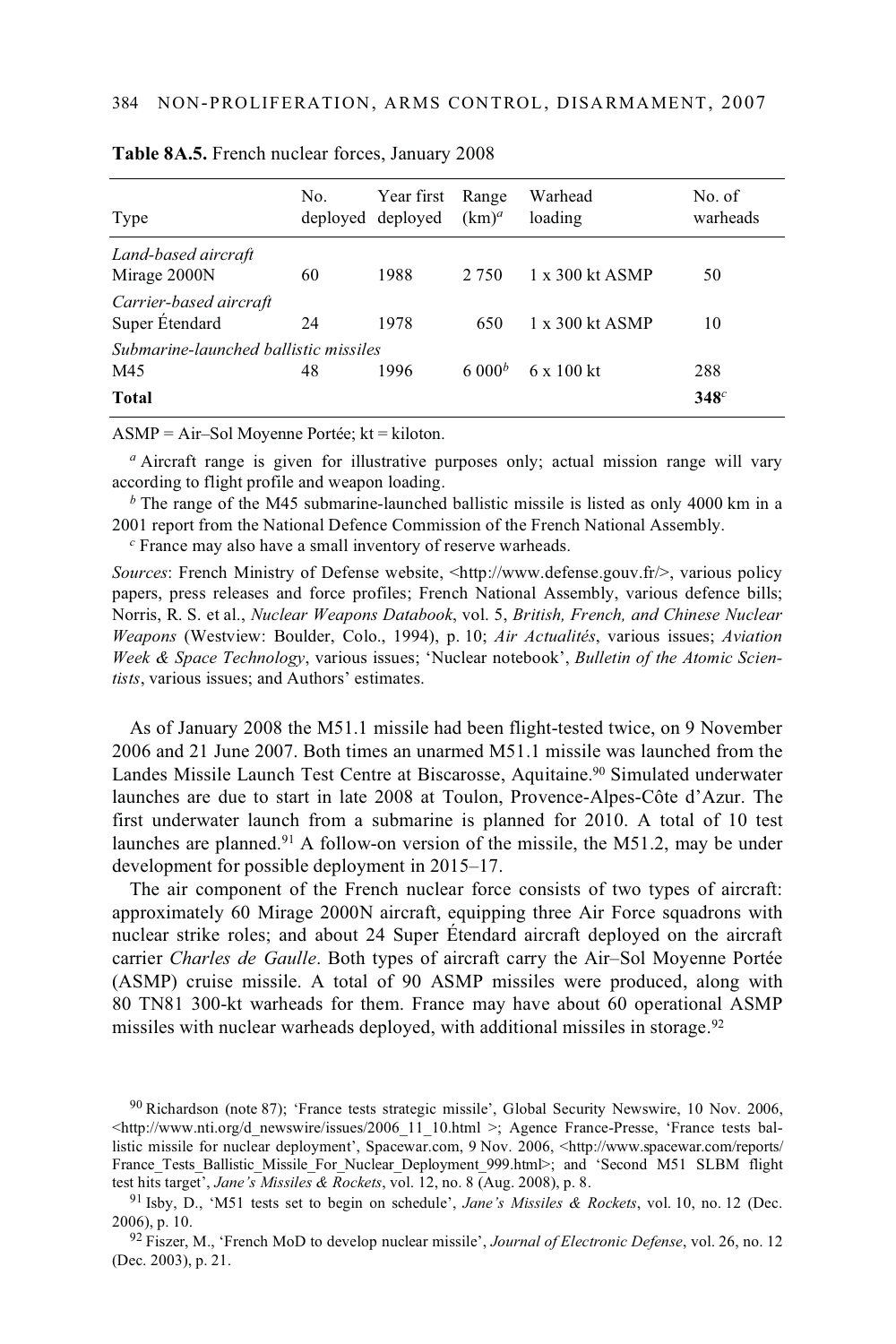**Table 8A.5.** French nuclear forces, January 2008

| Type | No. deployed | Year first deployed | Range (km)[a] | Warhead loading | No. of warheads |
|---|---|---|---|---|---|
| *Land-based aircraft* | | | | | |
| Mirage 2000N | 60 | 1988 | 2 750 | 1 x 300 kt ASMP | 50 |
| *Carrier-based aircraft* | | | | | |
| Super Étendard | 24 | 1978 | 650 | 1 x 300 kt ASMP | 10 |
| *Submarine-launched ballistic missiles* | | | | | |
| M45 | 48 | 1996 | 6 000[b] | 6 x 100 kt | 288 |
| **Total** | | | | | **348**[c] |

ASMP = Air–Sol Moyenne Portée; kt = kiloton.

[a] Aircraft range is given for illustrative purposes only; actual mission range will vary according to flight profile and weapon loading.

[b] The range of the M45 submarine-launched ballistic missile is listed as only 4000 km in a 2001 report from the National Defence Commission of the French National Assembly.

[c] France may also have a small inventory of reserve warheads.

*Sources*: French Ministry of Defense website, <http://www.defense.gouv.fr/>, various policy papers, press releases and force profiles; French National Assembly, various defence bills; Norris, R. S. et al., *Nuclear Weapons Databook*, vol. 5, *British, French, and Chinese Nuclear Weapons* (Westview: Boulder, Colo., 1994), p. 10; *Air Actualités*, various issues; *Aviation Week & Space Technology*, various issues; 'Nuclear notebook', *Bulletin of the Atomic Scientists*, various issues; and Authors' estimates.

As of January 2008 the M51.1 missile had been flight-tested twice, on 9 November 2006 and 21 June 2007. Both times an unarmed M51.1 missile was launched from the Landes Missile Launch Test Centre at Biscarosse, Aquitaine.[90] Simulated underwater launches are due to start in late 2008 at Toulon, Provence-Alpes-Côte d'Azur. The first underwater launch from a submarine is planned for 2010. A total of 10 test launches are planned.[91] A follow-on version of the missile, the M51.2, may be under development for possible deployment in 2015–17.

The air component of the French nuclear force consists of two types of aircraft: approximately 60 Mirage 2000N aircraft, equipping three Air Force squadrons with nuclear strike roles; and about 24 Super Étendard aircraft deployed on the aircraft carrier *Charles de Gaulle*. Both types of aircraft carry the Air–Sol Moyenne Portée (ASMP) cruise missile. A total of 90 ASMP missiles were produced, along with 80 TN81 300-kt warheads for them. France may have about 60 operational ASMP missiles with nuclear warheads deployed, with additional missiles in storage.[92]

[90] Richardson (note 87); 'France tests strategic missile', Global Security Newswire, 10 Nov. 2006, <http://www.nti.org/d_newswire/issues/2006_11_10.html >; Agence France-Presse, 'France tests ballistic missile for nuclear deployment', Spacewar.com, 9 Nov. 2006, <http://www.spacewar.com/reports/France_Tests_Ballistic_Missile_For_Nuclear_Deployment_999.html>; and 'Second M51 SLBM flight test hits target', *Jane's Missiles & Rockets*, vol. 12, no. 8 (Aug. 2008), p. 8.

[91] Isby, D., 'M51 tests set to begin on schedule', *Jane's Missiles & Rockets*, vol. 10, no. 12 (Dec. 2006), p. 10.

[92] Fiszer, M., 'French MoD to develop nuclear missile', *Journal of Electronic Defense*, vol. 26, no. 12 (Dec. 2003), p. 21.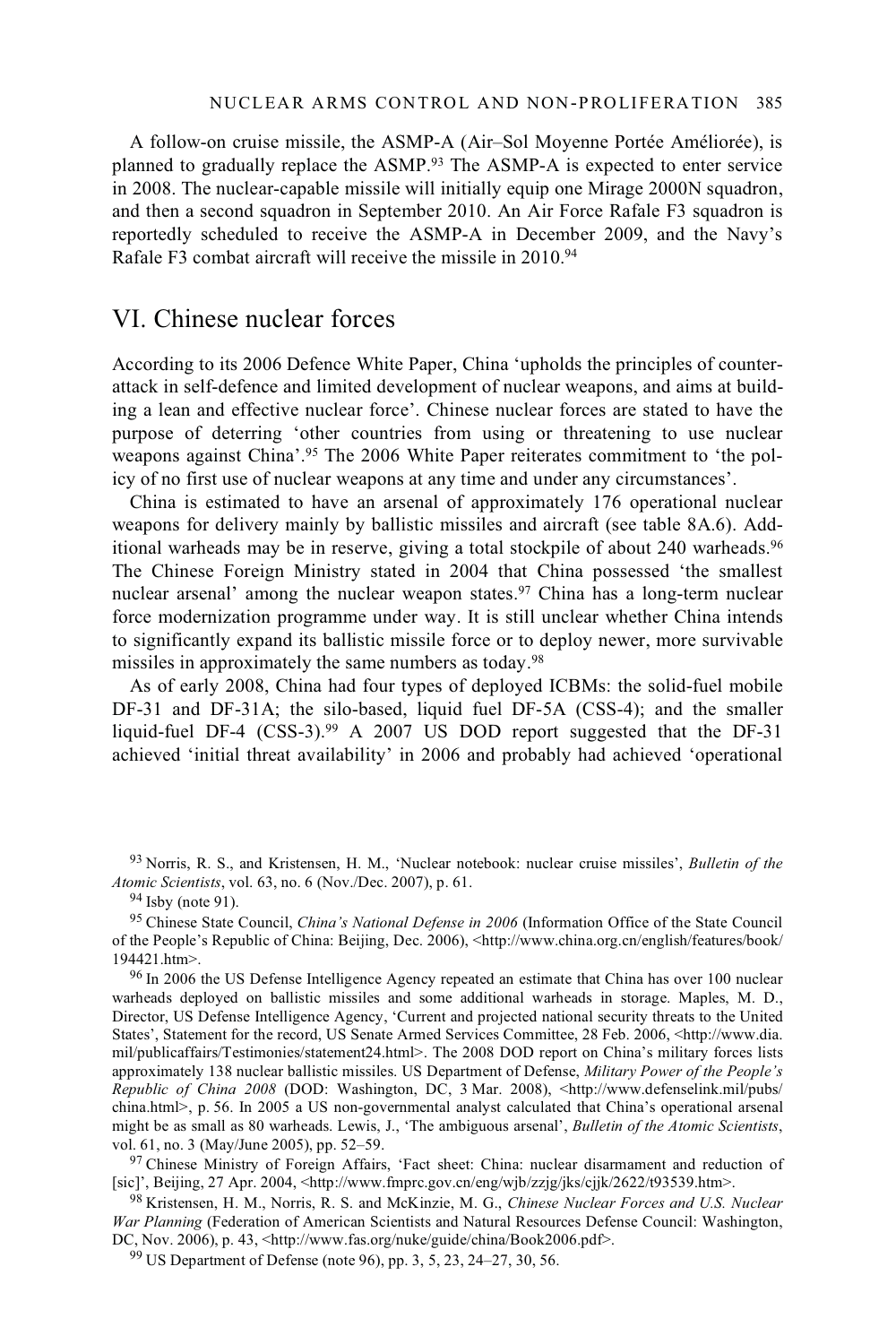A follow-on cruise missile, the ASMP-A (Air–Sol Moyenne Portée Améliorée), is planned to gradually replace the ASMP.[93] The ASMP-A is expected to enter service in 2008. The nuclear-capable missile will initially equip one Mirage 2000N squadron, and then a second squadron in September 2010. An Air Force Rafale F3 squadron is reportedly scheduled to receive the ASMP-A in December 2009, and the Navy's Rafale F3 combat aircraft will receive the missile in 2010.[94]

## VI. Chinese nuclear forces

According to its 2006 Defence White Paper, China 'upholds the principles of counter-attack in self-defence and limited development of nuclear weapons, and aims at building a lean and effective nuclear force'. Chinese nuclear forces are stated to have the purpose of deterring 'other countries from using or threatening to use nuclear weapons against China'.[95] The 2006 White Paper reiterates commitment to 'the policy of no first use of nuclear weapons at any time and under any circumstances'.

China is estimated to have an arsenal of approximately 176 operational nuclear weapons for delivery mainly by ballistic missiles and aircraft (see table 8A.6). Additional warheads may be in reserve, giving a total stockpile of about 240 warheads.[96] The Chinese Foreign Ministry stated in 2004 that China possessed 'the smallest nuclear arsenal' among the nuclear weapon states.[97] China has a long-term nuclear force modernization programme under way. It is still unclear whether China intends to significantly expand its ballistic missile force or to deploy newer, more survivable missiles in approximately the same numbers as today.[98]

As of early 2008, China had four types of deployed ICBMs: the solid-fuel mobile DF-31 and DF-31A; the silo-based, liquid fuel DF-5A (CSS-4); and the smaller liquid-fuel DF-4 (CSS-3).[99] A 2007 US DOD report suggested that the DF-31 achieved 'initial threat availability' in 2006 and probably had achieved 'operational

[93] Norris, R. S., and Kristensen, H. M., 'Nuclear notebook: nuclear cruise missiles', *Bulletin of the Atomic Scientists*, vol. 63, no. 6 (Nov./Dec. 2007), p. 61.

[94] Isby (note 91).

[95] Chinese State Council, *China's National Defense in 2006* (Information Office of the State Council of the People's Republic of China: Beijing, Dec. 2006), <http://www.china.org.cn/english/features/book/194421.htm>.

[96] In 2006 the US Defense Intelligence Agency repeated an estimate that China has over 100 nuclear warheads deployed on ballistic missiles and some additional warheads in storage. Maples, M. D., Director, US Defense Intelligence Agency, 'Current and projected national security threats to the United States', Statement for the record, US Senate Armed Services Committee, 28 Feb. 2006, <http://www.dia.mil/publicaffairs/Testimonies/statement24.html>. The 2008 DOD report on China's military forces lists approximately 138 nuclear ballistic missiles. US Department of Defense, *Military Power of the People's Republic of China 2008* (DOD: Washington, DC, 3 Mar. 2008), <http://www.defenselink.mil/pubs/china.html>, p. 56. In 2005 a US non-governmental analyst calculated that China's operational arsenal might be as small as 80 warheads. Lewis, J., 'The ambiguous arsenal', *Bulletin of the Atomic Scientists*, vol. 61, no. 3 (May/June 2005), pp. 52–59.

[97] Chinese Ministry of Foreign Affairs, 'Fact sheet: China: nuclear disarmament and reduction of [sic]', Beijing, 27 Apr. 2004, <http://www.fmprc.gov.cn/eng/wjb/zzjg/jks/cjjk/2622/t93539.htm>.

[98] Kristensen, H. M., Norris, R. S. and McKinzie, M. G., *Chinese Nuclear Forces and U.S. Nuclear War Planning* (Federation of American Scientists and Natural Resources Defense Council: Washington, DC, Nov. 2006), p. 43, <http://www.fas.org/nuke/guide/china/Book2006.pdf>.

[99] US Department of Defense (note 96), pp. 3, 5, 23, 24–27, 30, 56.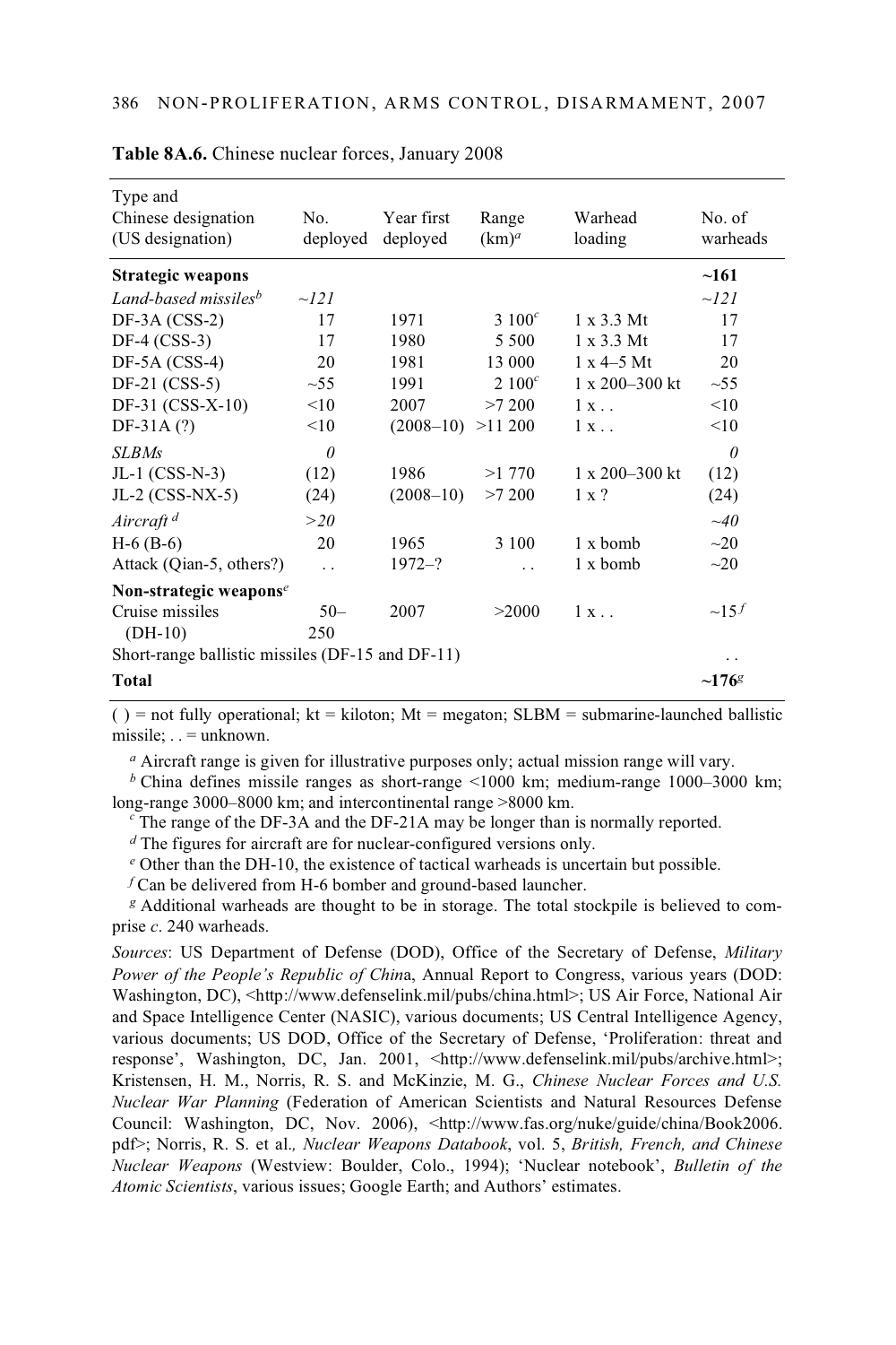**Table 8A.6.** Chinese nuclear forces, January 2008

| Type and Chinese designation (US designation) | No. deployed | Year first deployed | Range (km)[a] | Warhead loading | No. of warheads |
|---|---|---|---|---|---|
| **Strategic weapons** | | | | | **~161** |
| *Land-based missiles*[b] | *~121* | | | | *~121* |
| DF-3A (CSS-2) | 17 | 1971 | 3 100[c] | 1 x 3.3 Mt | 17 |
| DF-4 (CSS-3) | 17 | 1980 | 5 500 | 1 x 3.3 Mt | 17 |
| DF-5A (CSS-4) | 20 | 1981 | 13 000 | 1 x 4–5 Mt | 20 |
| DF-21 (CSS-5) | ~55 | 1991 | 2 100[c] | 1 x 200–300 kt | ~55 |
| DF-31 (CSS-X-10) | <10 | 2007 | >7 200 | 1 x . . | <10 |
| DF-31A (?) | <10 | (2008–10) | >11 200 | 1 x . . | <10 |
| *SLBMs* | *0* | | | | *0* |
| JL-1 (CSS-N-3) | (12) | 1986 | >1 770 | 1 x 200–300 kt | (12) |
| JL-2 (CSS-NX-5) | (24) | (2008–10) | >7 200 | 1 x ? | (24) |
| *Aircraft*[d] | *>20* | | | | *~40* |
| H-6 (B-6) | 20 | 1965 | 3 100 | 1 x bomb | ~20 |
| Attack (Qian-5, others?) | . . | 1972–? | . . | 1 x bomb | ~20 |
| **Non-strategic weapons**[e] | | | | | |
| Cruise missiles (DH-10) | 50–250 | 2007 | >2000 | 1 x . . | ~15[f] |
| Short-range ballistic missiles (DF-15 and DF-11) | | | | | . . |
| **Total** | | | | | **~176**[g] |

( ) = not fully operational; kt = kiloton; Mt = megaton; SLBM = submarine-launched ballistic missile; . . = unknown.

[a] Aircraft range is given for illustrative purposes only; actual mission range will vary.

[b] China defines missile ranges as short-range <1000 km; medium-range 1000–3000 km; long-range 3000–8000 km; and intercontinental range >8000 km.

[c] The range of the DF-3A and the DF-21A may be longer than is normally reported.

[d] The figures for aircraft are for nuclear-configured versions only.

[e] Other than the DH-10, the existence of tactical warheads is uncertain but possible.

[f] Can be delivered from H-6 bomber and ground-based launcher.

[g] Additional warheads are thought to be in storage. The total stockpile is believed to comprise *c*. 240 warheads.

*Sources*: US Department of Defense (DOD), Office of the Secretary of Defense, *Military Power of the People's Republic of China*, Annual Report to Congress, various years (DOD: Washington, DC), <http://www.defenselink.mil/pubs/china.html>; US Air Force, National Air and Space Intelligence Center (NASIC), various documents; US Central Intelligence Agency, various documents; US DOD, Office of the Secretary of Defense, 'Proliferation: threat and response', Washington, DC, Jan. 2001, <http://www.defenselink.mil/pubs/archive.html>; Kristensen, H. M., Norris, R. S. and McKinzie, M. G., *Chinese Nuclear Forces and U.S. Nuclear War Planning* (Federation of American Scientists and Natural Resources Defense Council: Washington, DC, Nov. 2006), <http://www.fas.org/nuke/guide/china/Book2006.pdf>; Norris, R. S. et al., *Nuclear Weapons Databook*, vol. 5, *British, French, and Chinese Nuclear Weapons* (Westview: Boulder, Colo., 1994); 'Nuclear notebook', *Bulletin of the Atomic Scientists*, various issues; Google Earth; and Authors' estimates.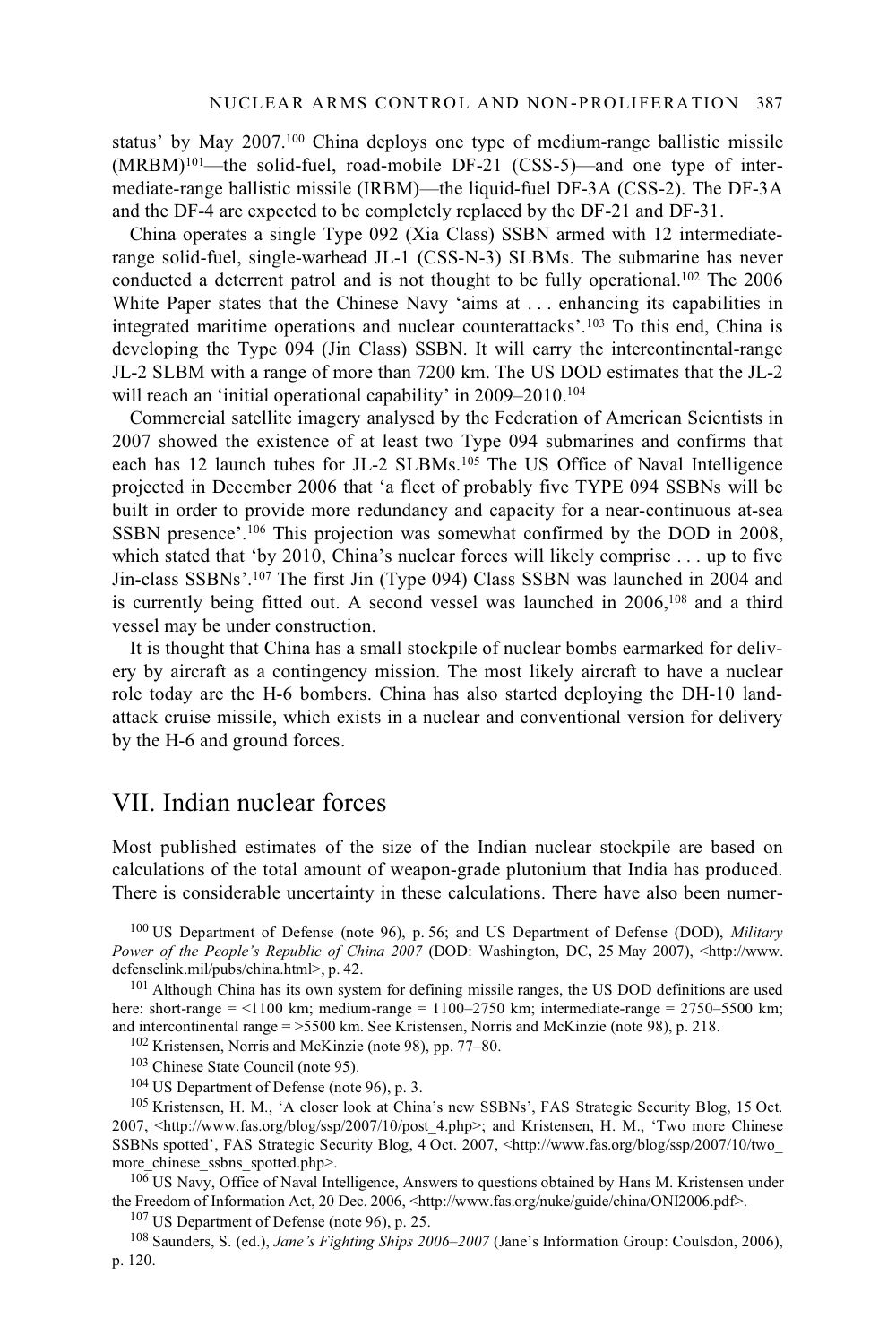status' by May 2007.[100] China deploys one type of medium-range ballistic missile (MRBM)[101]—the solid-fuel, road-mobile DF-21 (CSS-5)—and one type of intermediate-range ballistic missile (IRBM)—the liquid-fuel DF-3A (CSS-2). The DF-3A and the DF-4 are expected to be completely replaced by the DF-21 and DF-31.

China operates a single Type 092 (Xia Class) SSBN armed with 12 intermediate-range solid-fuel, single-warhead JL-1 (CSS-N-3) SLBMs. The submarine has never conducted a deterrent patrol and is not thought to be fully operational.[102] The 2006 White Paper states that the Chinese Navy 'aims at . . . enhancing its capabilities in integrated maritime operations and nuclear counterattacks'.[103] To this end, China is developing the Type 094 (Jin Class) SSBN. It will carry the intercontinental-range JL-2 SLBM with a range of more than 7200 km. The US DOD estimates that the JL-2 will reach an 'initial operational capability' in 2009–2010.[104]

Commercial satellite imagery analysed by the Federation of American Scientists in 2007 showed the existence of at least two Type 094 submarines and confirms that each has 12 launch tubes for JL-2 SLBMs.[105] The US Office of Naval Intelligence projected in December 2006 that 'a fleet of probably five TYPE 094 SSBNs will be built in order to provide more redundancy and capacity for a near-continuous at-sea SSBN presence'.[106] This projection was somewhat confirmed by the DOD in 2008, which stated that 'by 2010, China's nuclear forces will likely comprise . . . up to five Jin-class SSBNs'.[107] The first Jin (Type 094) Class SSBN was launched in 2004 and is currently being fitted out. A second vessel was launched in 2006,[108] and a third vessel may be under construction.

It is thought that China has a small stockpile of nuclear bombs earmarked for delivery by aircraft as a contingency mission. The most likely aircraft to have a nuclear role today are the H-6 bombers. China has also started deploying the DH-10 land-attack cruise missile, which exists in a nuclear and conventional version for delivery by the H-6 and ground forces.

## VII. Indian nuclear forces

Most published estimates of the size of the Indian nuclear stockpile are based on calculations of the total amount of weapon-grade plutonium that India has produced. There is considerable uncertainty in these calculations. There have also been numer-

[100] US Department of Defense (note 96), p. 56; and US Department of Defense (DOD), *Military Power of the People's Republic of China 2007* (DOD: Washington, DC, 25 May 2007), <http://www.defenselink.mil/pubs/china.html>, p. 42.

[101] Although China has its own system for defining missile ranges, the US DOD definitions are used here: short-range = <1100 km; medium-range = 1100–2750 km; intermediate-range = 2750–5500 km; and intercontinental range = >5500 km. See Kristensen, Norris and McKinzie (note 98), p. 218.

[102] Kristensen, Norris and McKinzie (note 98), pp. 77–80.

[103] Chinese State Council (note 95).

[104] US Department of Defense (note 96), p. 3.

[105] Kristensen, H. M., 'A closer look at China's new SSBNs', FAS Strategic Security Blog, 15 Oct. 2007, <http://www.fas.org/blog/ssp/2007/10/post_4.php>; and Kristensen, H. M., 'Two more Chinese SSBNs spotted', FAS Strategic Security Blog, 4 Oct. 2007, <http://www.fas.org/blog/ssp/2007/10/two_more_chinese_ssbns_spotted.php>.

[106] US Navy, Office of Naval Intelligence, Answers to questions obtained by Hans M. Kristensen under the Freedom of Information Act, 20 Dec. 2006, <http://www.fas.org/nuke/guide/china/ONI2006.pdf>.

[107] US Department of Defense (note 96), p. 25.

[108] Saunders, S. (ed.), *Jane's Fighting Ships 2006–2007* (Jane's Information Group: Coulsdon, 2006), p. 120.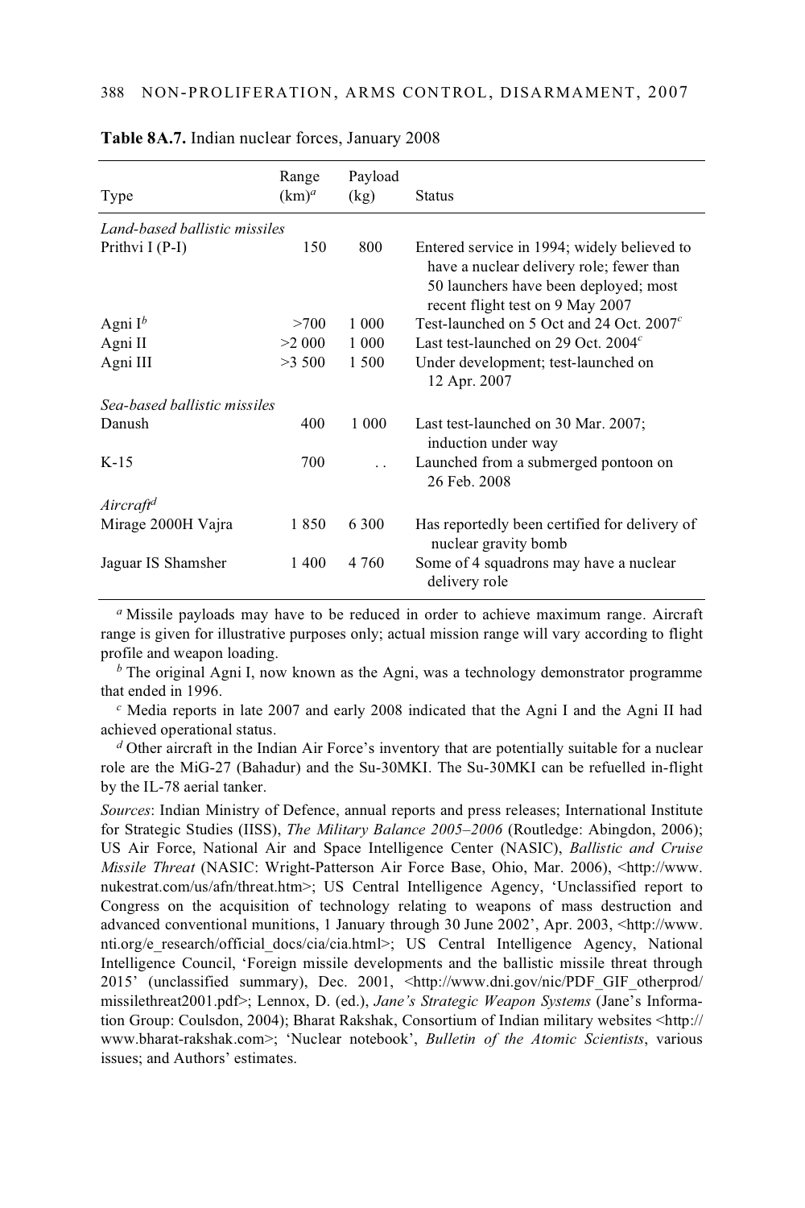**Table 8A.7.** Indian nuclear forces, January 2008

| Type | Range (km)[a] | Payload (kg) | Status |
|---|---|---|---|
| *Land-based ballistic missiles* | | | |
| Prithvi I (P-I) | 150 | 800 | Entered service in 1994; widely believed to have a nuclear delivery role; fewer than 50 launchers have been deployed; most recent flight test on 9 May 2007 |
| Agni I[b] | >700 | 1 000 | Test-launched on 5 Oct and 24 Oct. 2007[c] |
| Agni II | >2 000 | 1 000 | Last test-launched on 29 Oct. 2004[c] |
| Agni III | >3 500 | 1 500 | Under development; test-launched on 12 Apr. 2007 |
| *Sea-based ballistic missiles* | | | |
| Danush | 400 | 1 000 | Last test-launched on 30 Mar. 2007; induction under way |
| K-15 | 700 | . . | Launched from a submerged pontoon on 26 Feb. 2008 |
| *Aircraft*[d] | | | |
| Mirage 2000H Vajra | 1 850 | 6 300 | Has reportedly been certified for delivery of nuclear gravity bomb |
| Jaguar IS Shamsher | 1 400 | 4 760 | Some of 4 squadrons may have a nuclear delivery role |

[a] Missile payloads may have to be reduced in order to achieve maximum range. Aircraft range is given for illustrative purposes only; actual mission range will vary according to flight profile and weapon loading.

[b] The original Agni I, now known as the Agni, was a technology demonstrator programme that ended in 1996.

[c] Media reports in late 2007 and early 2008 indicated that the Agni I and the Agni II had achieved operational status.

[d] Other aircraft in the Indian Air Force's inventory that are potentially suitable for a nuclear role are the MiG-27 (Bahadur) and the Su-30MKI. The Su-30MKI can be refuelled in-flight by the IL-78 aerial tanker.

*Sources*: Indian Ministry of Defence, annual reports and press releases; International Institute for Strategic Studies (IISS), *The Military Balance 2005–2006* (Routledge: Abingdon, 2006); US Air Force, National Air and Space Intelligence Center (NASIC), *Ballistic and Cruise Missile Threat* (NASIC: Wright-Patterson Air Force Base, Ohio, Mar. 2006), <http://www.nukestrat.com/us/afn/threat.htm>; US Central Intelligence Agency, 'Unclassified report to Congress on the acquisition of technology relating to weapons of mass destruction and advanced conventional munitions, 1 January through 30 June 2002', Apr. 2003, <http://www.nti.org/e_research/official_docs/cia/cia.html>; US Central Intelligence Agency, National Intelligence Council, 'Foreign missile developments and the ballistic missile threat through 2015' (unclassified summary), Dec. 2001, <http://www.dni.gov/nic/PDF_GIF_otherprod/missilethreat2001.pdf>; Lennox, D. (ed.), *Jane's Strategic Weapon Systems* (Jane's Information Group: Coulsdon, 2004); Bharat Rakshak, Consortium of Indian military websites <http://www.bharat-rakshak.com>; 'Nuclear notebook', *Bulletin of the Atomic Scientists*, various issues; and Authors' estimates.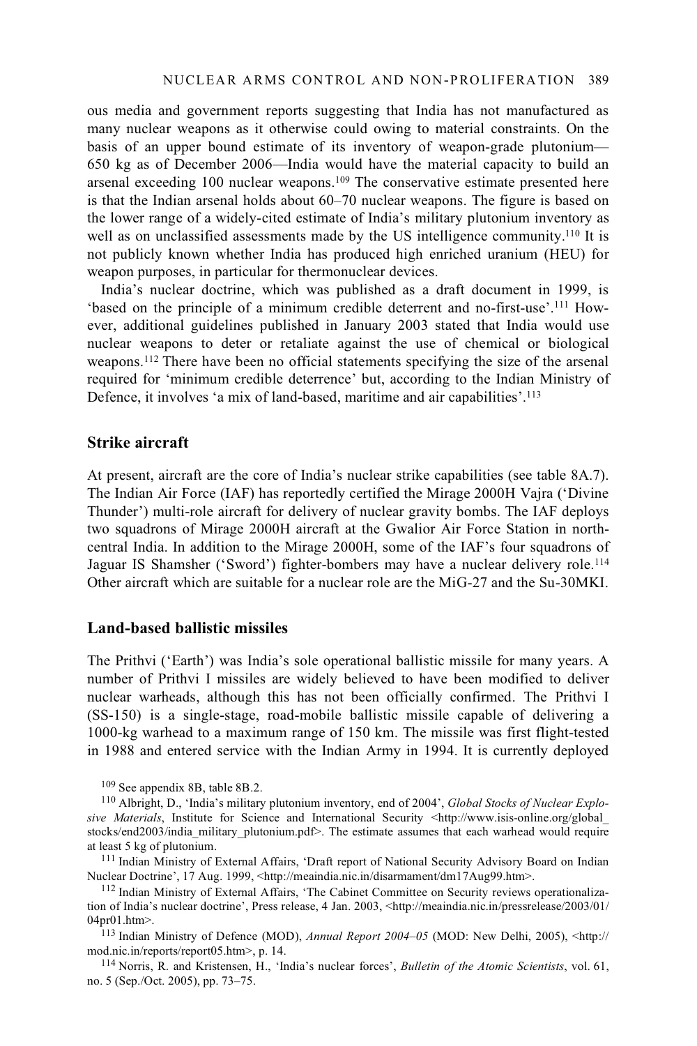ous media and government reports suggesting that India has not manufactured as many nuclear weapons as it otherwise could owing to material constraints. On the basis of an upper bound estimate of its inventory of weapon-grade plutonium—650 kg as of December 2006—India would have the material capacity to build an arsenal exceeding 100 nuclear weapons.[109] The conservative estimate presented here is that the Indian arsenal holds about 60–70 nuclear weapons. The figure is based on the lower range of a widely-cited estimate of India's military plutonium inventory as well as on unclassified assessments made by the US intelligence community.[110] It is not publicly known whether India has produced high enriched uranium (HEU) for weapon purposes, in particular for thermonuclear devices.

India's nuclear doctrine, which was published as a draft document in 1999, is 'based on the principle of a minimum credible deterrent and no-first-use'.[111] However, additional guidelines published in January 2003 stated that India would use nuclear weapons to deter or retaliate against the use of chemical or biological weapons.[112] There have been no official statements specifying the size of the arsenal required for 'minimum credible deterrence' but, according to the Indian Ministry of Defence, it involves 'a mix of land-based, maritime and air capabilities'.[113]

## Strike aircraft

At present, aircraft are the core of India's nuclear strike capabilities (see table 8A.7). The Indian Air Force (IAF) has reportedly certified the Mirage 2000H Vajra ('Divine Thunder') multi-role aircraft for delivery of nuclear gravity bombs. The IAF deploys two squadrons of Mirage 2000H aircraft at the Gwalior Air Force Station in north-central India. In addition to the Mirage 2000H, some of the IAF's four squadrons of Jaguar IS Shamsher ('Sword') fighter-bombers may have a nuclear delivery role.[114] Other aircraft which are suitable for a nuclear role are the MiG-27 and the Su-30MKI.

## Land-based ballistic missiles

The Prithvi ('Earth') was India's sole operational ballistic missile for many years. A number of Prithvi I missiles are widely believed to have been modified to deliver nuclear warheads, although this has not been officially confirmed. The Prithvi I (SS-150) is a single-stage, road-mobile ballistic missile capable of delivering a 1000-kg warhead to a maximum range of 150 km. The missile was first flight-tested in 1988 and entered service with the Indian Army in 1994. It is currently deployed

[109] See appendix 8B, table 8B.2.

[110] Albright, D., 'India's military plutonium inventory, end of 2004', *Global Stocks of Nuclear Explosive Materials*, Institute for Science and International Security <http://www.isis-online.org/global_stocks/end2003/india_military_plutonium.pdf>. The estimate assumes that each warhead would require at least 5 kg of plutonium.

[111] Indian Ministry of External Affairs, 'Draft report of National Security Advisory Board on Indian Nuclear Doctrine', 17 Aug. 1999, <http://meaindia.nic.in/disarmament/dm17Aug99.htm>.

[112] Indian Ministry of External Affairs, 'The Cabinet Committee on Security reviews operationalization of India's nuclear doctrine', Press release, 4 Jan. 2003, <http://meaindia.nic.in/pressrelease/2003/01/04pr01.htm>.

[113] Indian Ministry of Defence (MOD), *Annual Report 2004–05* (MOD: New Delhi, 2005), <http://mod.nic.in/reports/report05.htm>, p. 14.

[114] Norris, R. and Kristensen, H., 'India's nuclear forces', *Bulletin of the Atomic Scientists*, vol. 61, no. 5 (Sep./Oct. 2005), pp. 73–75.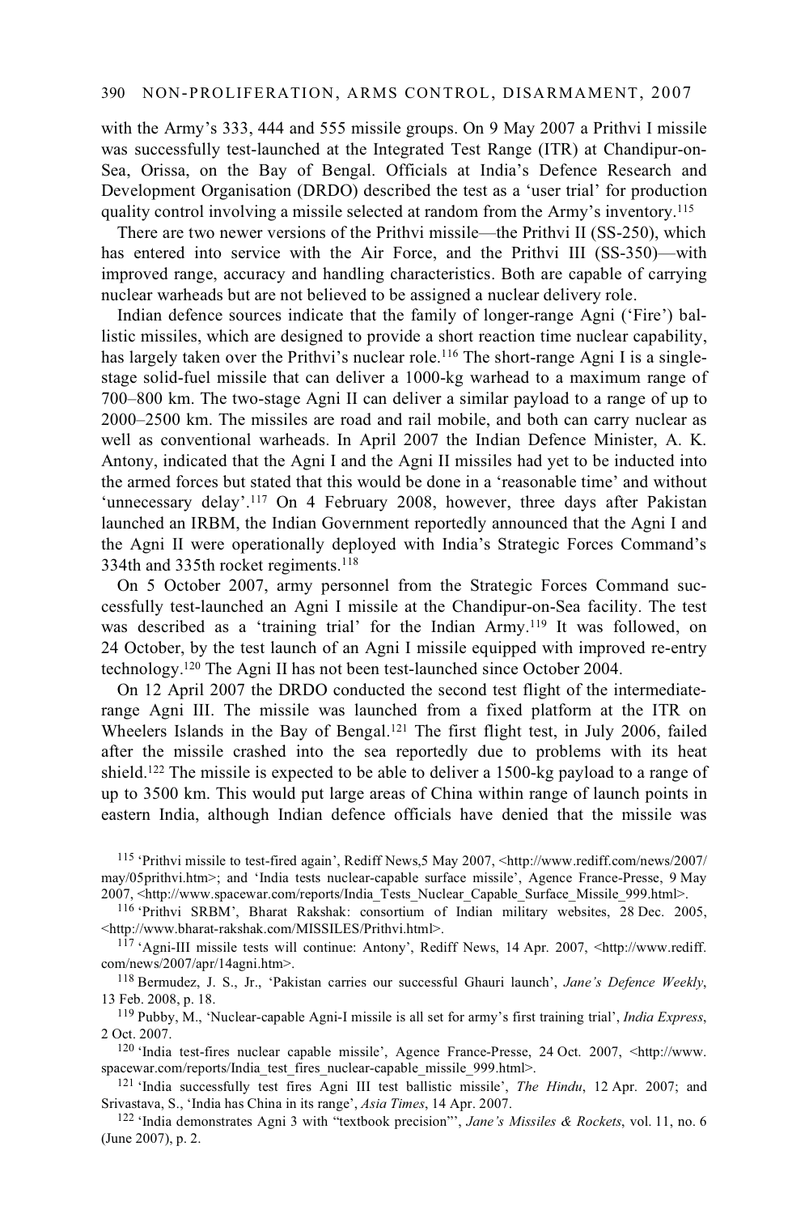with the Army's 333, 444 and 555 missile groups. On 9 May 2007 a Prithvi I missile was successfully test-launched at the Integrated Test Range (ITR) at Chandipur-on-Sea, Orissa, on the Bay of Bengal. Officials at India's Defence Research and Development Organisation (DRDO) described the test as a 'user trial' for production quality control involving a missile selected at random from the Army's inventory.[115]

There are two newer versions of the Prithvi missile—the Prithvi II (SS-250), which has entered into service with the Air Force, and the Prithvi III (SS-350)—with improved range, accuracy and handling characteristics. Both are capable of carrying nuclear warheads but are not believed to be assigned a nuclear delivery role.

Indian defence sources indicate that the family of longer-range Agni ('Fire') ballistic missiles, which are designed to provide a short reaction time nuclear capability, has largely taken over the Prithvi's nuclear role.[116] The short-range Agni I is a single-stage solid-fuel missile that can deliver a 1000-kg warhead to a maximum range of 700–800 km. The two-stage Agni II can deliver a similar payload to a range of up to 2000–2500 km. The missiles are road and rail mobile, and both can carry nuclear as well as conventional warheads. In April 2007 the Indian Defence Minister, A. K. Antony, indicated that the Agni I and the Agni II missiles had yet to be inducted into the armed forces but stated that this would be done in a 'reasonable time' and without 'unnecessary delay'.[117] On 4 February 2008, however, three days after Pakistan launched an IRBM, the Indian Government reportedly announced that the Agni I and the Agni II were operationally deployed with India's Strategic Forces Command's 334th and 335th rocket regiments.[118]

On 5 October 2007, army personnel from the Strategic Forces Command successfully test-launched an Agni I missile at the Chandipur-on-Sea facility. The test was described as a 'training trial' for the Indian Army.[119] It was followed, on 24 October, by the test launch of an Agni I missile equipped with improved re-entry technology.[120] The Agni II has not been test-launched since October 2004.

On 12 April 2007 the DRDO conducted the second test flight of the intermediate-range Agni III. The missile was launched from a fixed platform at the ITR on Wheelers Islands in the Bay of Bengal.[121] The first flight test, in July 2006, failed after the missile crashed into the sea reportedly due to problems with its heat shield.[122] The missile is expected to be able to deliver a 1500-kg payload to a range of up to 3500 km. This would put large areas of China within range of launch points in eastern India, although Indian defence officials have denied that the missile was

[115] 'Prithvi missile to test-fired again', Rediff News,5 May 2007, <http://www.rediff.com/news/2007/may/05prithvi.htm>; and 'India tests nuclear-capable surface missile', Agence France-Presse, 9 May 2007, <http://www.spacewar.com/reports/India_Tests_Nuclear_Capable_Surface_Missile_999.html>.

[116] 'Prithvi SRBM', Bharat Rakshak: consortium of Indian military websites, 28 Dec. 2005, <http://www.bharat-rakshak.com/MISSILES/Prithvi.html>.

[117] 'Agni-III missile tests will continue: Antony', Rediff News, 14 Apr. 2007, <http://www.rediff.com/news/2007/apr/14agni.htm>.

[118] Bermudez, J. S., Jr., 'Pakistan carries our successful Ghauri launch', *Jane's Defence Weekly*, 13 Feb. 2008, p. 18.

[119] Pubby, M., 'Nuclear-capable Agni-I missile is all set for army's first training trial', *India Express*, 2 Oct. 2007.

[120] 'India test-fires nuclear capable missile', Agence France-Presse, 24 Oct. 2007, <http://www.spacewar.com/reports/India_test_fires_nuclear-capable_missile_999.html>.

[121] 'India successfully test fires Agni III test ballistic missile', *The Hindu*, 12 Apr. 2007; and Srivastava, S., 'India has China in its range', *Asia Times*, 14 Apr. 2007.

[122] 'India demonstrates Agni 3 with "textbook precision"', *Jane's Missiles & Rockets*, vol. 11, no. 6 (June 2007), p. 2.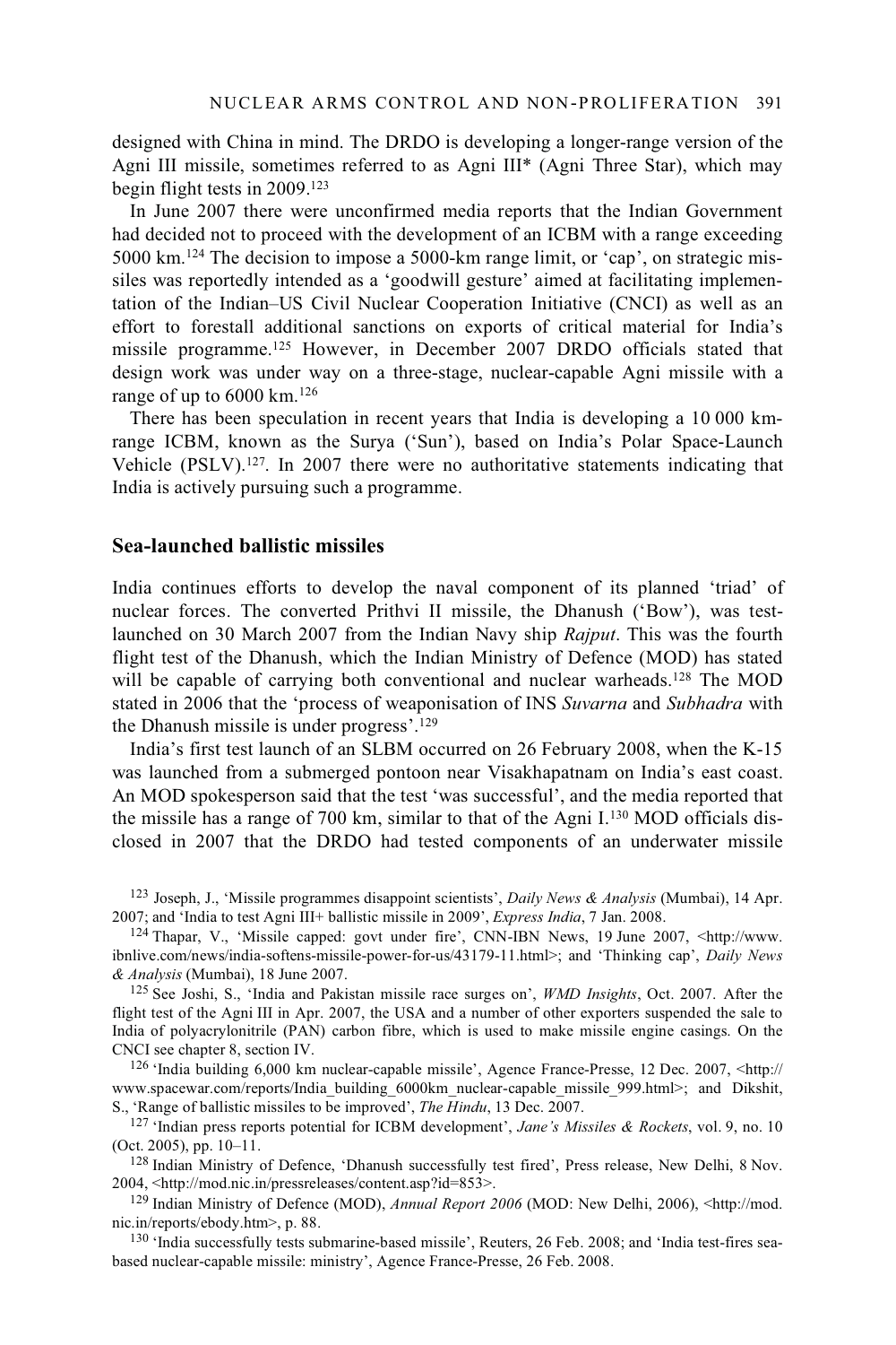designed with China in mind. The DRDO is developing a longer-range version of the Agni III missile, sometimes referred to as Agni III* (Agni Three Star), which may begin flight tests in 2009.[123]

In June 2007 there were unconfirmed media reports that the Indian Government had decided not to proceed with the development of an ICBM with a range exceeding 5000 km.[124] The decision to impose a 5000-km range limit, or 'cap', on strategic missiles was reportedly intended as a 'goodwill gesture' aimed at facilitating implementation of the Indian–US Civil Nuclear Cooperation Initiative (CNCI) as well as an effort to forestall additional sanctions on exports of critical material for India's missile programme.[125] However, in December 2007 DRDO officials stated that design work was under way on a three-stage, nuclear-capable Agni missile with a range of up to 6000 km.[126]

There has been speculation in recent years that India is developing a 10 000 km-range ICBM, known as the Surya ('Sun'), based on India's Polar Space-Launch Vehicle (PSLV).[127]. In 2007 there were no authoritative statements indicating that India is actively pursuing such a programme.

## Sea-launched ballistic missiles

India continues efforts to develop the naval component of its planned 'triad' of nuclear forces. The converted Prithvi II missile, the Dhanush ('Bow'), was test-launched on 30 March 2007 from the Indian Navy ship *Rajput*. This was the fourth flight test of the Dhanush, which the Indian Ministry of Defence (MOD) has stated will be capable of carrying both conventional and nuclear warheads.[128] The MOD stated in 2006 that the 'process of weaponisation of INS *Suvarna* and *Subhadra* with the Dhanush missile is under progress'.[129]

India's first test launch of an SLBM occurred on 26 February 2008, when the K-15 was launched from a submerged pontoon near Visakhapatnam on India's east coast. An MOD spokesperson said that the test 'was successful', and the media reported that the missile has a range of 700 km, similar to that of the Agni I.[130] MOD officials disclosed in 2007 that the DRDO had tested components of an underwater missile

---

[123] Joseph, J., 'Missile programmes disappoint scientists', *Daily News & Analysis* (Mumbai), 14 Apr. 2007; and 'India to test Agni III+ ballistic missile in 2009', *Express India*, 7 Jan. 2008.

[124] Thapar, V., 'Missile capped: govt under fire', CNN-IBN News, 19 June 2007, <http://www.ibnlive.com/news/india-softens-missile-power-for-us/43179-11.html>; and 'Thinking cap', *Daily News & Analysis* (Mumbai), 18 June 2007.

[125] See Joshi, S., 'India and Pakistan missile race surges on', *WMD Insights*, Oct. 2007. After the flight test of the Agni III in Apr. 2007, the USA and a number of other exporters suspended the sale to India of polyacrylonitrile (PAN) carbon fibre, which is used to make missile engine casings. On the CNCI see chapter 8, section IV.

[126] 'India building 6,000 km nuclear-capable missile', Agence France-Presse, 12 Dec. 2007, <http://www.spacewar.com/reports/India_building_6000km_nuclear-capable_missile_999.html>; and Dikshit, S., 'Range of ballistic missiles to be improved', *The Hindu*, 13 Dec. 2007.

[127] 'Indian press reports potential for ICBM development', *Jane's Missiles & Rockets*, vol. 9, no. 10 (Oct. 2005), pp. 10–11.

[128] Indian Ministry of Defence, 'Dhanush successfully test fired', Press release, New Delhi, 8 Nov. 2004, <http://mod.nic.in/pressreleases/content.asp?id=853>.

[129] Indian Ministry of Defence (MOD), *Annual Report 2006* (MOD: New Delhi, 2006), <http://mod.nic.in/reports/ebody.htm>, p. 88.

[130] 'India successfully tests submarine-based missile', Reuters, 26 Feb. 2008; and 'India test-fires sea-based nuclear-capable missile: ministry', Agence France-Presse, 26 Feb. 2008.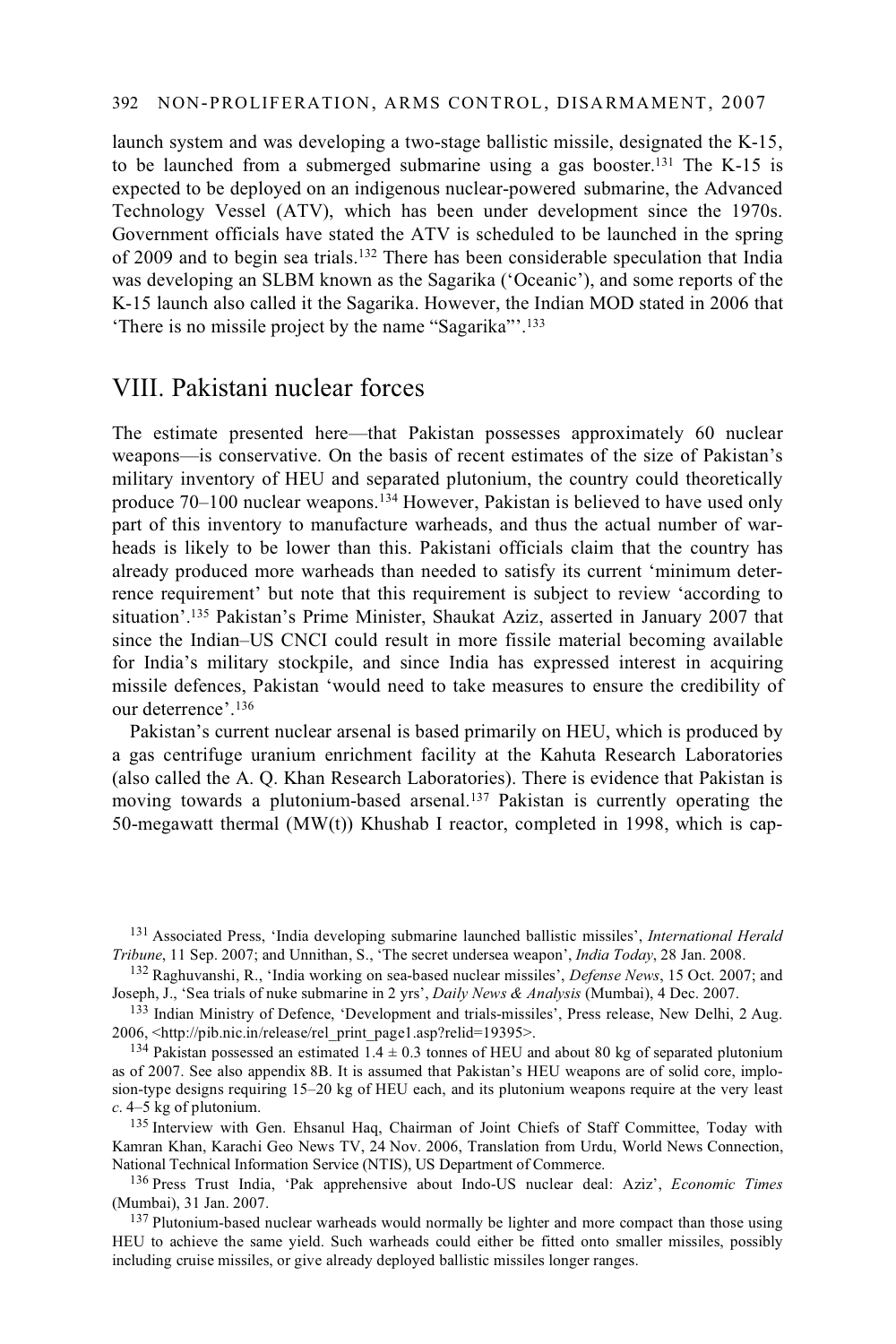launch system and was developing a two-stage ballistic missile, designated the K-15, to be launched from a submerged submarine using a gas booster.[131] The K-15 is expected to be deployed on an indigenous nuclear-powered submarine, the Advanced Technology Vessel (ATV), which has been under development since the 1970s. Government officials have stated the ATV is scheduled to be launched in the spring of 2009 and to begin sea trials.[132] There has been considerable speculation that India was developing an SLBM known as the Sagarika ('Oceanic'), and some reports of the K-15 launch also called it the Sagarika. However, the Indian MOD stated in 2006 that 'There is no missile project by the name "Sagarika"'.[133]

## VIII. Pakistani nuclear forces

The estimate presented here—that Pakistan possesses approximately 60 nuclear weapons—is conservative. On the basis of recent estimates of the size of Pakistan's military inventory of HEU and separated plutonium, the country could theoretically produce 70–100 nuclear weapons.[134] However, Pakistan is believed to have used only part of this inventory to manufacture warheads, and thus the actual number of warheads is likely to be lower than this. Pakistani officials claim that the country has already produced more warheads than needed to satisfy its current 'minimum deterrence requirement' but note that this requirement is subject to review 'according to situation'.[135] Pakistan's Prime Minister, Shaukat Aziz, asserted in January 2007 that since the Indian–US CNCI could result in more fissile material becoming available for India's military stockpile, and since India has expressed interest in acquiring missile defences, Pakistan 'would need to take measures to ensure the credibility of our deterrence'.[136]

Pakistan's current nuclear arsenal is based primarily on HEU, which is produced by a gas centrifuge uranium enrichment facility at the Kahuta Research Laboratories (also called the A. Q. Khan Research Laboratories). There is evidence that Pakistan is moving towards a plutonium-based arsenal.[137] Pakistan is currently operating the 50-megawatt thermal (MW(t)) Khushab I reactor, completed in 1998, which is cap-

---

[131] Associated Press, 'India developing submarine launched ballistic missiles', *International Herald Tribune*, 11 Sep. 2007; and Unnithan, S., 'The secret undersea weapon', *India Today*, 28 Jan. 2008.

[132] Raghuvanshi, R., 'India working on sea-based nuclear missiles', *Defense News*, 15 Oct. 2007; and Joseph, J., 'Sea trials of nuke submarine in 2 yrs', *Daily News & Analysis* (Mumbai), 4 Dec. 2007.

[133] Indian Ministry of Defence, 'Development and trials-missiles', Press release, New Delhi, 2 Aug. 2006, <http://pib.nic.in/release/rel_print_page1.asp?relid=19395>.

[134] Pakistan possessed an estimated 1.4 ± 0.3 tonnes of HEU and about 80 kg of separated plutonium as of 2007. See also appendix 8B. It is assumed that Pakistan's HEU weapons are of solid core, implosion-type designs requiring 15–20 kg of HEU each, and its plutonium weapons require at the very least *c*. 4–5 kg of plutonium.

[135] Interview with Gen. Ehsanul Haq, Chairman of Joint Chiefs of Staff Committee, Today with Kamran Khan, Karachi Geo News TV, 24 Nov. 2006, Translation from Urdu, World News Connection, National Technical Information Service (NTIS), US Department of Commerce.

[136] Press Trust India, 'Pak apprehensive about Indo-US nuclear deal: Aziz', *Economic Times* (Mumbai), 31 Jan. 2007.

[137] Plutonium-based nuclear warheads would normally be lighter and more compact than those using HEU to achieve the same yield. Such warheads could either be fitted onto smaller missiles, possibly including cruise missiles, or give already deployed ballistic missiles longer ranges.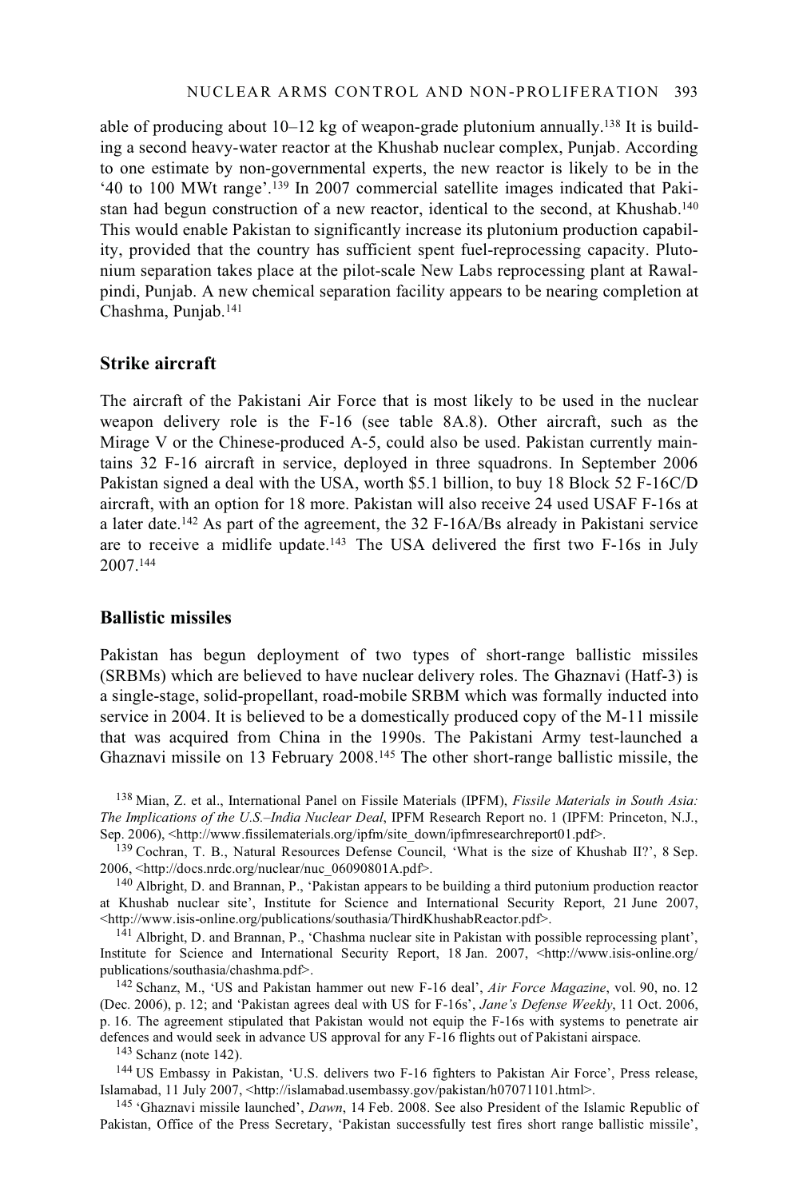able of producing about 10–12 kg of weapon-grade plutonium annually.[138] It is building a second heavy-water reactor at the Khushab nuclear complex, Punjab. According to one estimate by non-governmental experts, the new reactor is likely to be in the '40 to 100 MWt range'.[139] In 2007 commercial satellite images indicated that Pakistan had begun construction of a new reactor, identical to the second, at Khushab.[140] This would enable Pakistan to significantly increase its plutonium production capability, provided that the country has sufficient spent fuel-reprocessing capacity. Plutonium separation takes place at the pilot-scale New Labs reprocessing plant at Rawalpindi, Punjab. A new chemical separation facility appears to be nearing completion at Chashma, Punjab.[141]

## Strike aircraft

The aircraft of the Pakistani Air Force that is most likely to be used in the nuclear weapon delivery role is the F-16 (see table 8A.8). Other aircraft, such as the Mirage V or the Chinese-produced A-5, could also be used. Pakistan currently maintains 32 F-16 aircraft in service, deployed in three squadrons. In September 2006 Pakistan signed a deal with the USA, worth $5.1 billion, to buy 18 Block 52 F-16C/D aircraft, with an option for 18 more. Pakistan will also receive 24 used USAF F-16s at a later date.[142] As part of the agreement, the 32 F-16A/Bs already in Pakistani service are to receive a midlife update.[143] The USA delivered the first two F-16s in July 2007.[144]

## Ballistic missiles

Pakistan has begun deployment of two types of short-range ballistic missiles (SRBMs) which are believed to have nuclear delivery roles. The Ghaznavi (Hatf-3) is a single-stage, solid-propellant, road-mobile SRBM which was formally inducted into service in 2004. It is believed to be a domestically produced copy of the M-11 missile that was acquired from China in the 1990s. The Pakistani Army test-launched a Ghaznavi missile on 13 February 2008.[145] The other short-range ballistic missile, the

[138] Mian, Z. et al., International Panel on Fissile Materials (IPFM), *Fissile Materials in South Asia: The Implications of the U.S.–India Nuclear Deal*, IPFM Research Report no. 1 (IPFM: Princeton, N.J., Sep. 2006), <http://www.fissilematerials.org/ipfm/site_down/ipfmresearchreport01.pdf>.

[139] Cochran, T. B., Natural Resources Defense Council, 'What is the size of Khushab II?', 8 Sep. 2006, <http://docs.nrdc.org/nuclear/nuc_06090801A.pdf>.

[140] Albright, D. and Brannan, P., 'Pakistan appears to be building a third putonium production reactor at Khushab nuclear site', Institute for Science and International Security Report, 21 June 2007, <http://www.isis-online.org/publications/southasia/ThirdKhushabReactor.pdf>.

[141] Albright, D. and Brannan, P., 'Chashma nuclear site in Pakistan with possible reprocessing plant', Institute for Science and International Security Report, 18 Jan. 2007, <http://www.isis-online.org/publications/southasia/chashma.pdf>.

[142] Schanz, M., 'US and Pakistan hammer out new F-16 deal', *Air Force Magazine*, vol. 90, no. 12 (Dec. 2006), p. 12; and 'Pakistan agrees deal with US for F-16s', *Jane's Defense Weekly*, 11 Oct. 2006, p. 16. The agreement stipulated that Pakistan would not equip the F-16s with systems to penetrate air defences and would seek in advance US approval for any F-16 flights out of Pakistani airspace.

[143] Schanz (note 142).

[144] US Embassy in Pakistan, 'U.S. delivers two F-16 fighters to Pakistan Air Force', Press release, Islamabad, 11 July 2007, <http://islamabad.usembassy.gov/pakistan/h07071101.html>.

[145] 'Ghaznavi missile launched', *Dawn*, 14 Feb. 2008. See also President of the Islamic Republic of Pakistan, Office of the Press Secretary, 'Pakistan successfully test fires short range ballistic missile',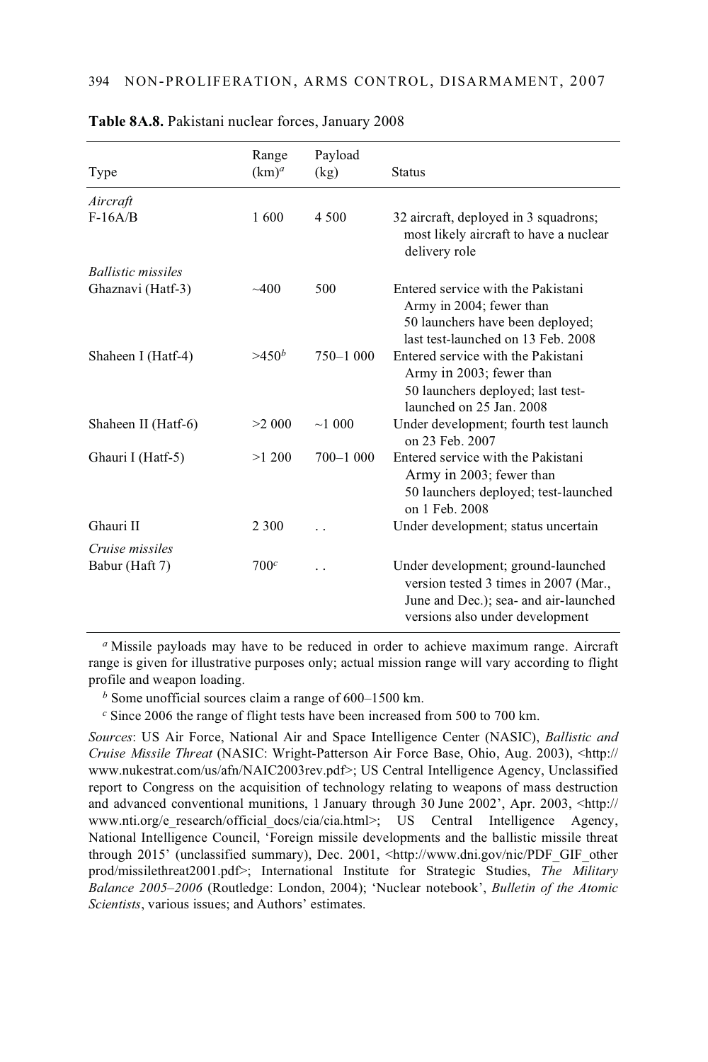**Table 8A.8.** Pakistani nuclear forces, January 2008

| Type | Range (km)[a] | Payload (kg) | Status |
|---|---|---|---|
| *Aircraft* | | | |
| F-16A/B | 1 600 | 4 500 | 32 aircraft, deployed in 3 squadrons; most likely aircraft to have a nuclear delivery role |
| *Ballistic missiles* | | | |
| Ghaznavi (Hatf-3) | ~400 | 500 | Entered service with the Pakistani Army in 2004; fewer than 50 launchers have been deployed; last test-launched on 13 Feb. 2008 |
| Shaheen I (Hatf-4) | >450[b] | 750–1 000 | Entered service with the Pakistani Army in 2003; fewer than 50 launchers deployed; last test-launched on 25 Jan. 2008 |
| Shaheen II (Hatf-6) | >2 000 | ~1 000 | Under development; fourth test launch on 23 Feb. 2007 |
| Ghauri I (Hatf-5) | >1 200 | 700–1 000 | Entered service with the Pakistani Army in 2003; fewer than 50 launchers deployed; test-launched on 1 Feb. 2008 |
| Ghauri II | 2 300 | . . | Under development; status uncertain |
| *Cruise missiles* | | | |
| Babur (Haft 7) | 700[c] | . . | Under development; ground-launched version tested 3 times in 2007 (Mar., June and Dec.); sea- and air-launched versions also under development |

[a] Missile payloads may have to be reduced in order to achieve maximum range. Aircraft range is given for illustrative purposes only; actual mission range will vary according to flight profile and weapon loading.

[b] Some unofficial sources claim a range of 600–1500 km.

[c] Since 2006 the range of flight tests have been increased from 500 to 700 km.

*Sources*: US Air Force, National Air and Space Intelligence Center (NASIC), *Ballistic and Cruise Missile Threat* (NASIC: Wright-Patterson Air Force Base, Ohio, Aug. 2003), <http://www.nukestrat.com/us/afn/NAIC2003rev.pdf>; US Central Intelligence Agency, Unclassified report to Congress on the acquisition of technology relating to weapons of mass destruction and advanced conventional munitions, 1 January through 30 June 2002', Apr. 2003, <http://www.nti.org/e_research/official_docs/cia/cia.html>; US Central Intelligence Agency, National Intelligence Council, 'Foreign missile developments and the ballistic missile threat through 2015' (unclassified summary), Dec. 2001, <http://www.dni.gov/nic/PDF_GIF_other prod/missilethreat2001.pdf>; International Institute for Strategic Studies, *The Military Balance 2005–2006* (Routledge: London, 2004); 'Nuclear notebook', *Bulletin of the Atomic Scientists*, various issues; and Authors' estimates.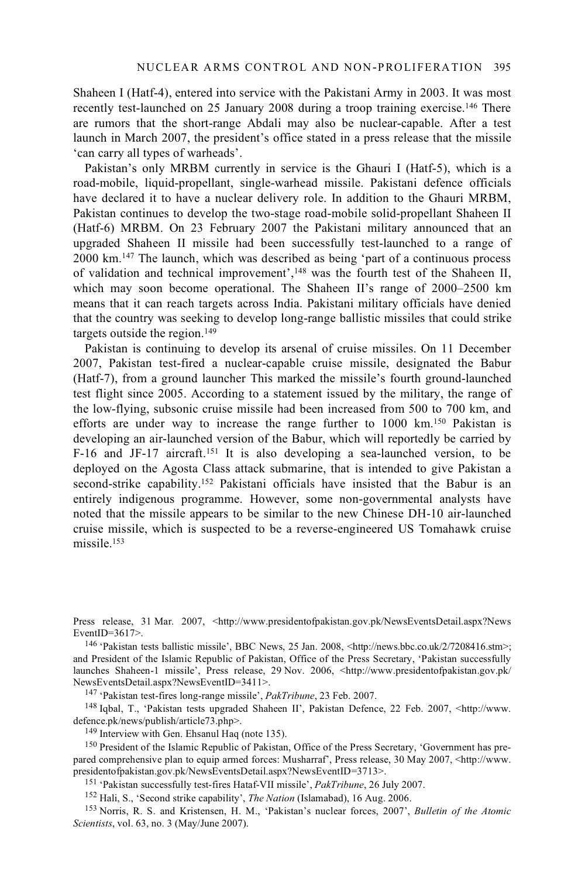Shaheen I (Hatf-4), entered into service with the Pakistani Army in 2003. It was most recently test-launched on 25 January 2008 during a troop training exercise.[146] There are rumors that the short-range Abdali may also be nuclear-capable. After a test launch in March 2007, the president's office stated in a press release that the missile 'can carry all types of warheads'.

Pakistan's only MRBM currently in service is the Ghauri I (Hatf-5), which is a road-mobile, liquid-propellant, single-warhead missile. Pakistani defence officials have declared it to have a nuclear delivery role. In addition to the Ghauri MRBM, Pakistan continues to develop the two-stage road-mobile solid-propellant Shaheen II (Hatf-6) MRBM. On 23 February 2007 the Pakistani military announced that an upgraded Shaheen II missile had been successfully test-launched to a range of 2000 km.[147] The launch, which was described as being 'part of a continuous process of validation and technical improvement',[148] was the fourth test of the Shaheen II, which may soon become operational. The Shaheen II's range of 2000–2500 km means that it can reach targets across India. Pakistani military officials have denied that the country was seeking to develop long-range ballistic missiles that could strike targets outside the region.[149]

Pakistan is continuing to develop its arsenal of cruise missiles. On 11 December 2007, Pakistan test-fired a nuclear-capable cruise missile, designated the Babur (Hatf-7), from a ground launcher This marked the missile's fourth ground-launched test flight since 2005. According to a statement issued by the military, the range of the low-flying, subsonic cruise missile had been increased from 500 to 700 km, and efforts are under way to increase the range further to 1000 km.[150] Pakistan is developing an air-launched version of the Babur, which will reportedly be carried by F-16 and JF-17 aircraft.[151] It is also developing a sea-launched version, to be deployed on the Agosta Class attack submarine, that is intended to give Pakistan a second-strike capability.[152] Pakistani officials have insisted that the Babur is an entirely indigenous programme. However, some non-governmental analysts have noted that the missile appears to be similar to the new Chinese DH-10 air-launched cruise missile, which is suspected to be a reverse-engineered US Tomahawk cruise missile.[153]

Press release, 31 Mar. 2007, <http://www.presidentofpakistan.gov.pk/NewsEventsDetail.aspx?NewsEventID=3617>.

[146] 'Pakistan tests ballistic missile', BBC News, 25 Jan. 2008, <http://news.bbc.co.uk/2/7208416.stm>; and President of the Islamic Republic of Pakistan, Office of the Press Secretary, 'Pakistan successfully launches Shaheen-1 missile', Press release, 29 Nov. 2006, <http://www.presidentofpakistan.gov.pk/NewsEventsDetail.aspx?NewsEventID=3411>.

[147] 'Pakistan test-fires long-range missile', *PakTribune*, 23 Feb. 2007.

[148] Iqbal, T., 'Pakistan tests upgraded Shaheen II', Pakistan Defence, 22 Feb. 2007, <http://www.defence.pk/news/publish/article73.php>.

[149] Interview with Gen. Ehsanul Haq (note 135).

[150] President of the Islamic Republic of Pakistan, Office of the Press Secretary, 'Government has prepared comprehensive plan to equip armed forces: Musharraf', Press release, 30 May 2007, <http://www.presidentofpakistan.gov.pk/NewsEventsDetail.aspx?NewsEventID=3713>.

[151] 'Pakistan successfully test-fires Hataf-VII missile', *PakTribune*, 26 July 2007.

[152] Hali, S., 'Second strike capability', *The Nation* (Islamabad), 16 Aug. 2006.

[153] Norris, R. S. and Kristensen, H. M., 'Pakistan's nuclear forces, 2007', *Bulletin of the Atomic Scientists*, vol. 63, no. 3 (May/June 2007).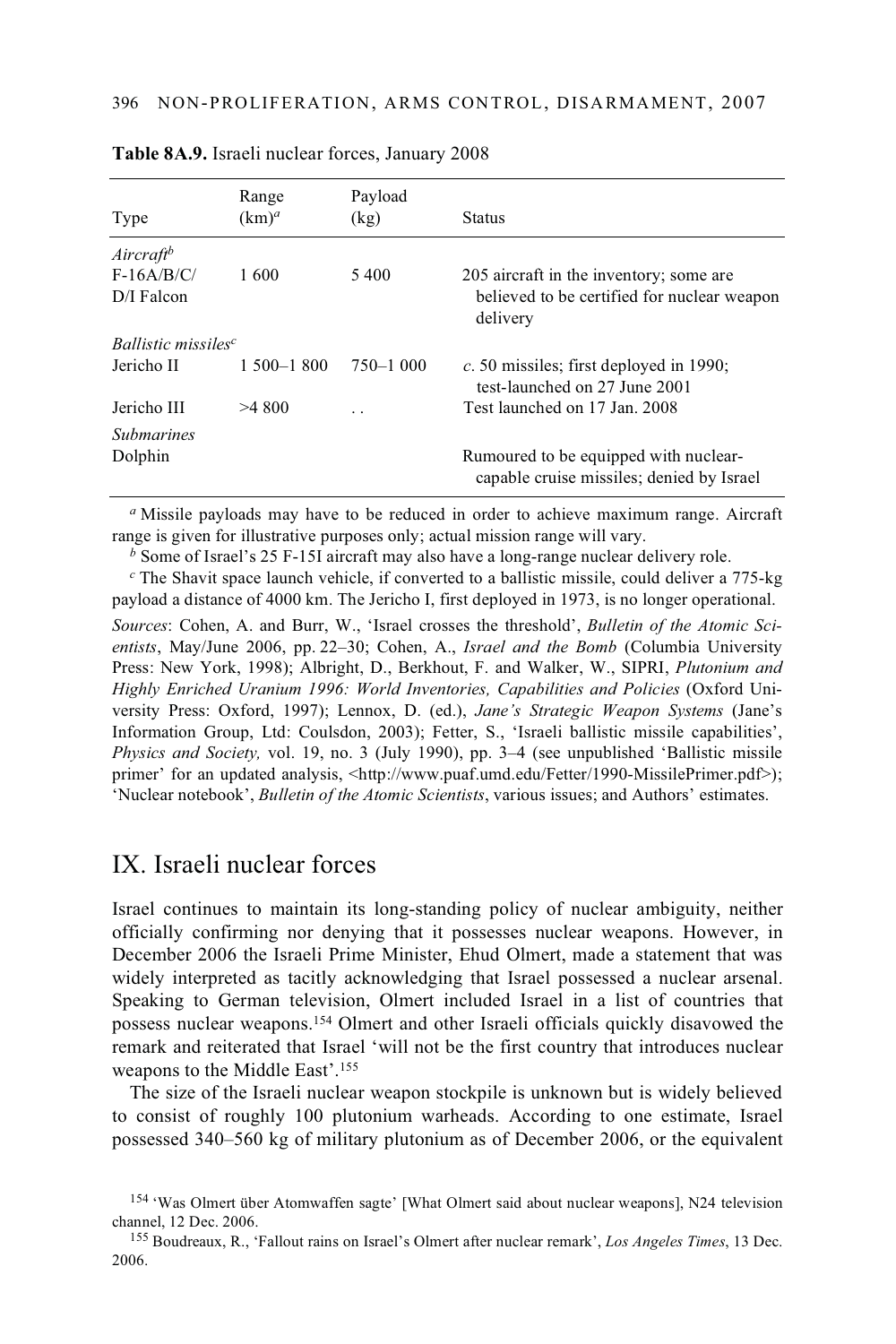**Table 8A.9.** Israeli nuclear forces, January 2008

| Type | Range (km)[a] | Payload (kg) | Status |
|---|---|---|---|
| *Aircraft*[b] | | | |
| F-16A/B/C/ D/I Falcon | 1 600 | 5 400 | 205 aircraft in the inventory; some are believed to be certified for nuclear weapon delivery |
| *Ballistic missiles*[c] | | | |
| Jericho II | 1 500–1 800 | 750–1 000 | *c*. 50 missiles; first deployed in 1990; test-launched on 27 June 2001 |
| Jericho III | >4 800 | . . | Test launched on 17 Jan. 2008 |
| *Submarines* | | | |
| Dolphin | | | Rumoured to be equipped with nuclear-capable cruise missiles; denied by Israel |

[a] Missile payloads may have to be reduced in order to achieve maximum range. Aircraft range is given for illustrative purposes only; actual mission range will vary.

[b] Some of Israel's 25 F-15I aircraft may also have a long-range nuclear delivery role.

[c] The Shavit space launch vehicle, if converted to a ballistic missile, could deliver a 775-kg payload a distance of 4000 km. The Jericho I, first deployed in 1973, is no longer operational.

*Sources*: Cohen, A. and Burr, W., 'Israel crosses the threshold', *Bulletin of the Atomic Scientists*, May/June 2006, pp. 22–30; Cohen, A., *Israel and the Bomb* (Columbia University Press: New York, 1998); Albright, D., Berkhout, F. and Walker, W., SIPRI, *Plutonium and Highly Enriched Uranium 1996: World Inventories, Capabilities and Policies* (Oxford University Press: Oxford, 1997); Lennox, D. (ed.), *Jane's Strategic Weapon Systems* (Jane's Information Group, Ltd: Coulsdon, 2003); Fetter, S., 'Israeli ballistic missile capabilities', *Physics and Society,* vol. 19, no. 3 (July 1990), pp. 3–4 (see unpublished 'Ballistic missile primer' for an updated analysis, <http://www.puaf.umd.edu/Fetter/1990-MissilePrimer.pdf>); 'Nuclear notebook', *Bulletin of the Atomic Scientists*, various issues; and Authors' estimates.

## IX. Israeli nuclear forces

Israel continues to maintain its long-standing policy of nuclear ambiguity, neither officially confirming nor denying that it possesses nuclear weapons. However, in December 2006 the Israeli Prime Minister, Ehud Olmert, made a statement that was widely interpreted as tacitly acknowledging that Israel possessed a nuclear arsenal. Speaking to German television, Olmert included Israel in a list of countries that possess nuclear weapons.[154] Olmert and other Israeli officials quickly disavowed the remark and reiterated that Israel 'will not be the first country that introduces nuclear weapons to the Middle East'.[155]

The size of the Israeli nuclear weapon stockpile is unknown but is widely believed to consist of roughly 100 plutonium warheads. According to one estimate, Israel possessed 340–560 kg of military plutonium as of December 2006, or the equivalent

[154] 'Was Olmert über Atomwaffen sagte' [What Olmert said about nuclear weapons], N24 television channel, 12 Dec. 2006.

[155] Boudreaux, R., 'Fallout rains on Israel's Olmert after nuclear remark', *Los Angeles Times*, 13 Dec. 2006.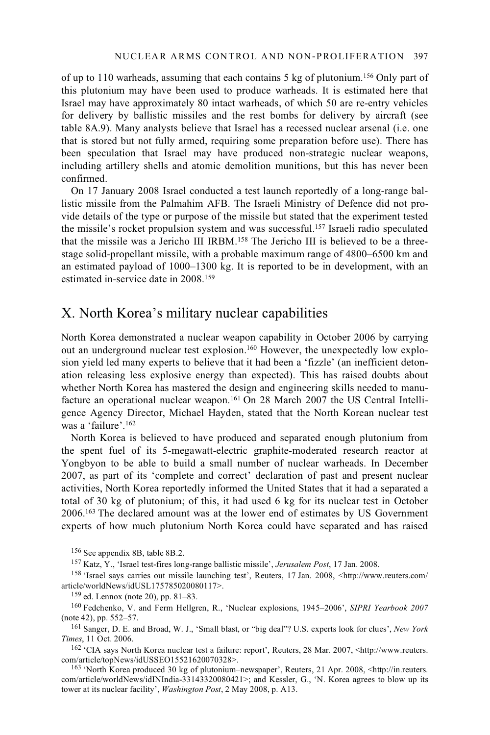of up to 110 warheads, assuming that each contains 5 kg of plutonium.[156] Only part of this plutonium may have been used to produce warheads. It is estimated here that Israel may have approximately 80 intact warheads, of which 50 are re-entry vehicles for delivery by ballistic missiles and the rest bombs for delivery by aircraft (see table 8A.9). Many analysts believe that Israel has a recessed nuclear arsenal (i.e. one that is stored but not fully armed, requiring some preparation before use). There has been speculation that Israel may have produced non-strategic nuclear weapons, including artillery shells and atomic demolition munitions, but this has never been confirmed.

On 17 January 2008 Israel conducted a test launch reportedly of a long-range ballistic missile from the Palmahim AFB. The Israeli Ministry of Defence did not provide details of the type or purpose of the missile but stated that the experiment tested the missile's rocket propulsion system and was successful.[157] Israeli radio speculated that the missile was a Jericho III IRBM.[158] The Jericho III is believed to be a three-stage solid-propellant missile, with a probable maximum range of 4800–6500 km and an estimated payload of 1000–1300 kg. It is reported to be in development, with an estimated in-service date in 2008.[159]

## X. North Korea's military nuclear capabilities

North Korea demonstrated a nuclear weapon capability in October 2006 by carrying out an underground nuclear test explosion.[160] However, the unexpectedly low explosion yield led many experts to believe that it had been a 'fizzle' (an inefficient detonation releasing less explosive energy than expected). This has raised doubts about whether North Korea has mastered the design and engineering skills needed to manufacture an operational nuclear weapon.[161] On 28 March 2007 the US Central Intelligence Agency Director, Michael Hayden, stated that the North Korean nuclear test was a 'failure'.[162]

North Korea is believed to have produced and separated enough plutonium from the spent fuel of its 5-megawatt-electric graphite-moderated research reactor at Yongbyon to be able to build a small number of nuclear warheads. In December 2007, as part of its 'complete and correct' declaration of past and present nuclear activities, North Korea reportedly informed the United States that it had a separated a total of 30 kg of plutonium; of this, it had used 6 kg for its nuclear test in October 2006.[163] The declared amount was at the lower end of estimates by US Government experts of how much plutonium North Korea could have separated and has raised

[156] See appendix 8B, table 8B.2.

[157] Katz, Y., 'Israel test-fires long-range ballistic missile', *Jerusalem Post*, 17 Jan. 2008.

[158] 'Israel says carries out missile launching test', Reuters, 17 Jan. 2008, <http://www.reuters.com/article/worldNews/idUSL17578502008011 7>.

[159] ed. Lennox (note 20), pp. 81–83.

[160] Fedchenko, V. and Ferm Hellgren, R., 'Nuclear explosions, 1945–2006', *SIPRI Yearbook 2007* (note 42), pp. 552–57.

[161] Sanger, D. E. and Broad, W. J., 'Small blast, or "big deal"? U.S. experts look for clues', *New York Times*, 11 Oct. 2006.

[162] 'CIA says North Korea nuclear test a failure: report', Reuters, 28 Mar. 2007, <http://www.reuters.com/article/topNews/idUSSEO15521620070328>.

[163] 'North Korea produced 30 kg of plutonium–newspaper', Reuters, 21 Apr. 2008, <http://in.reuters.com/article/worldNews/idINIndia-33143320080421>; and Kessler, G., 'N. Korea agrees to blow up its tower at its nuclear facility', *Washington Post*, 2 May 2008, p. A13.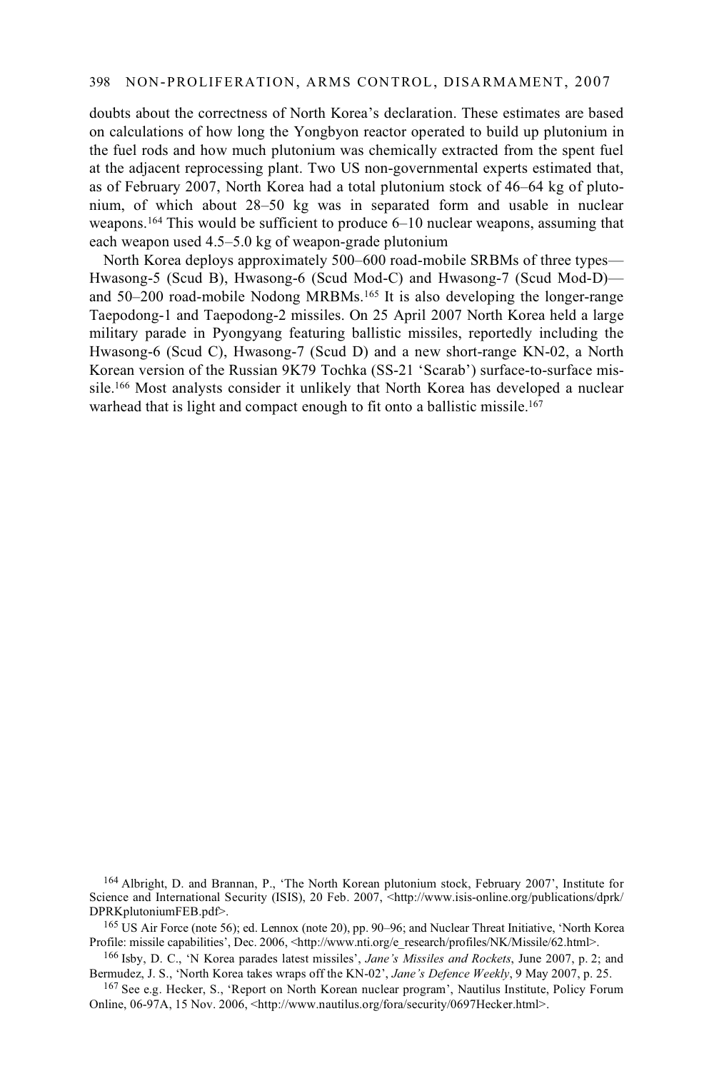doubts about the correctness of North Korea's declaration. These estimates are based on calculations of how long the Yongbyon reactor operated to build up plutonium in the fuel rods and how much plutonium was chemically extracted from the spent fuel at the adjacent reprocessing plant. Two US non-governmental experts estimated that, as of February 2007, North Korea had a total plutonium stock of 46–64 kg of plutonium, of which about 28–50 kg was in separated form and usable in nuclear weapons.[164] This would be sufficient to produce 6–10 nuclear weapons, assuming that each weapon used 4.5–5.0 kg of weapon-grade plutonium

North Korea deploys approximately 500–600 road-mobile SRBMs of three types—Hwasong-5 (Scud B), Hwasong-6 (Scud Mod-C) and Hwasong-7 (Scud Mod-D)—and 50–200 road-mobile Nodong MRBMs.[165] It is also developing the longer-range Taepodong-1 and Taepodong-2 missiles. On 25 April 2007 North Korea held a large military parade in Pyongyang featuring ballistic missiles, reportedly including the Hwasong-6 (Scud C), Hwasong-7 (Scud D) and a new short-range KN-02, a North Korean version of the Russian 9K79 Tochka (SS-21 'Scarab') surface-to-surface missile.[166] Most analysts consider it unlikely that North Korea has developed a nuclear warhead that is light and compact enough to fit onto a ballistic missile.[167]

[164] Albright, D. and Brannan, P., 'The North Korean plutonium stock, February 2007', Institute for Science and International Security (ISIS), 20 Feb. 2007, <http://www.isis-online.org/publications/dprk/DPRKplutoniumFEB.pdf>.

[165] US Air Force (note 56); ed. Lennox (note 20), pp. 90–96; and Nuclear Threat Initiative, 'North Korea Profile: missile capabilities', Dec. 2006, <http://www.nti.org/e_research/profiles/NK/Missile/62.html>.

[166] Isby, D. C., 'N Korea parades latest missiles', *Jane's Missiles and Rockets*, June 2007, p. 2; and Bermudez, J. S., 'North Korea takes wraps off the KN-02', *Jane's Defence Weekly*, 9 May 2007, p. 25.

[167] See e.g. Hecker, S., 'Report on North Korean nuclear program', Nautilus Institute, Policy Forum Online, 06-97A, 15 Nov. 2006, <http://www.nautilus.org/fora/security/0697Hecker.html>.